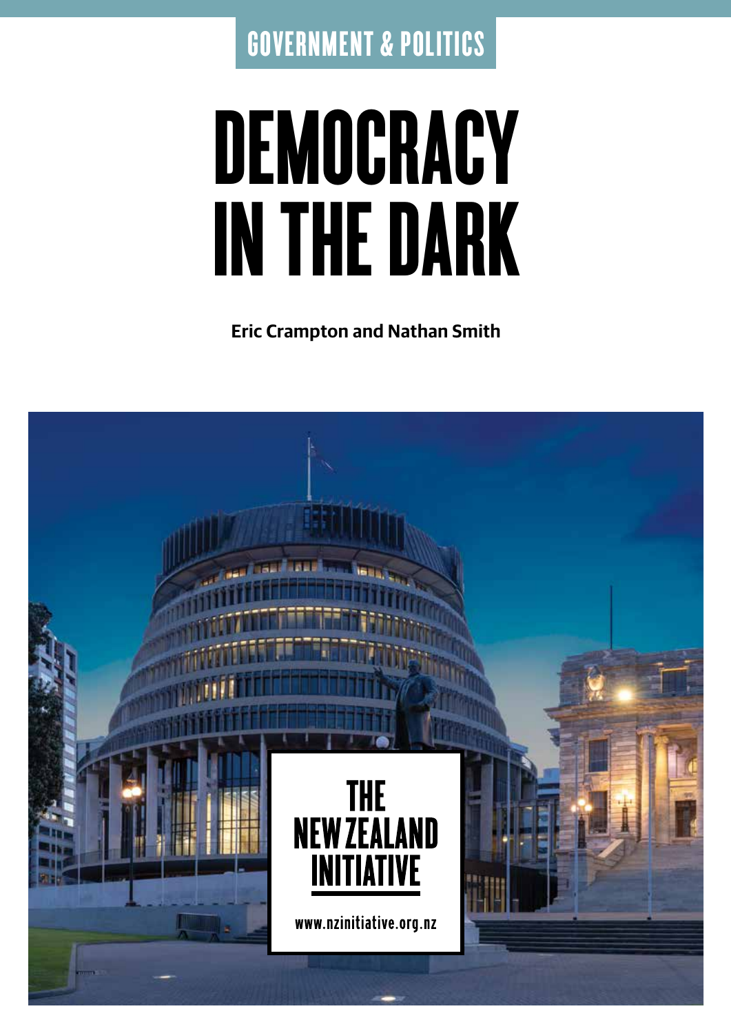GOVERNMENT & POLITICS

# DEMOCRACY IN THE DARK

**Eric Crampton and Nathan Smith**

THE NEW ZEALAND INITIATIVE

www.nzinitiative.org.nz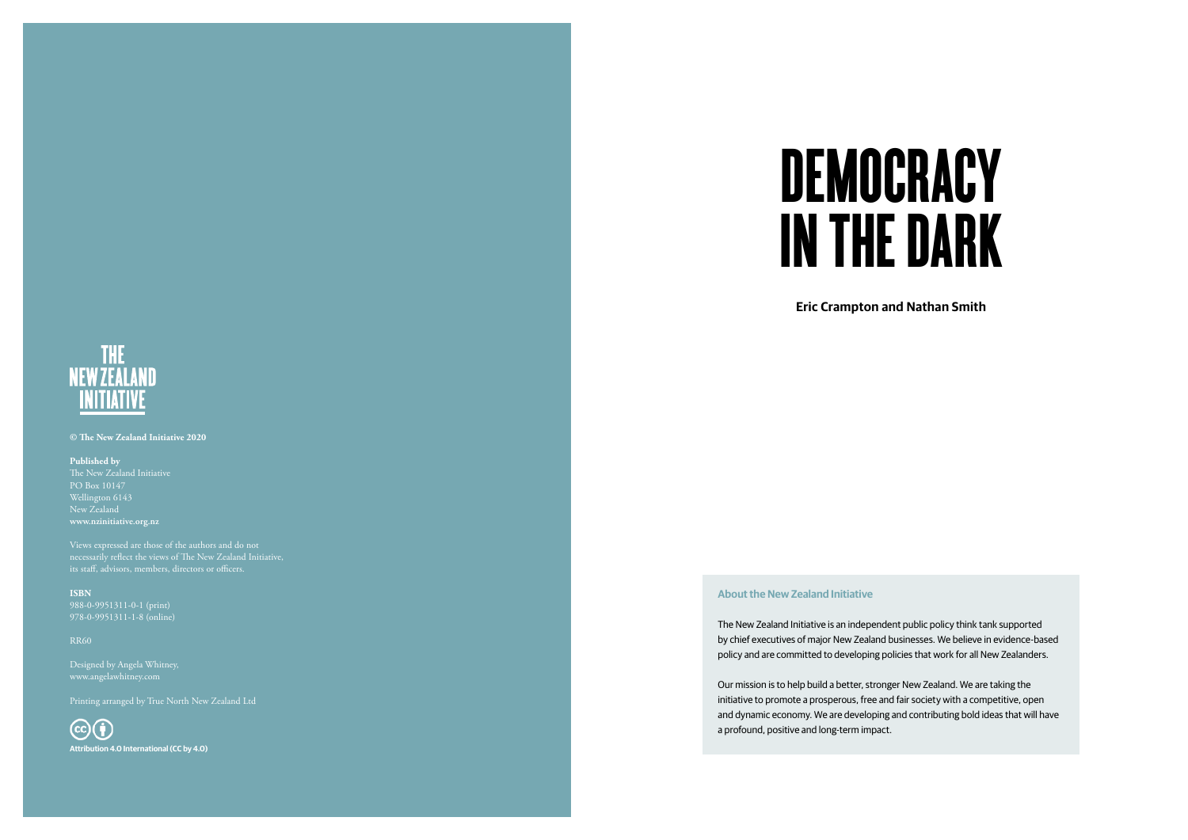THE NEW ZEALAND INITIATIVE

**© The New Zealand Initiative 2020**

**Published by**
The New Zealand Initiative
PO Box 10147
Wellington 6143
New Zealand
**www.nzinitiative.org.nz**

Views expressed are those of the authors and do not necessarily reflect the views of The New Zealand Initiative, its staff, advisors, members, directors or officers.

**ISBN**
988-0-9951311-0-1 (print)
978-0-9951311-1-8 (online)

RR60

Designed by Angela Whitney,
www.angelawhitney.com

Printing arranged by True North New Zealand Ltd

**Attribution 4.0 International (CC by 4.0)**

# DEMOCRACY IN THE DARK

**Eric Crampton and Nathan Smith**

### About the New Zealand Initiative

The New Zealand Initiative is an independent public policy think tank supported by chief executives of major New Zealand businesses. We believe in evidence-based policy and are committed to developing policies that work for all New Zealanders.

Our mission is to help build a better, stronger New Zealand. We are taking the initiative to promote a prosperous, free and fair society with a competitive, open and dynamic economy. We are developing and contributing bold ideas that will have a profound, positive and long-term impact.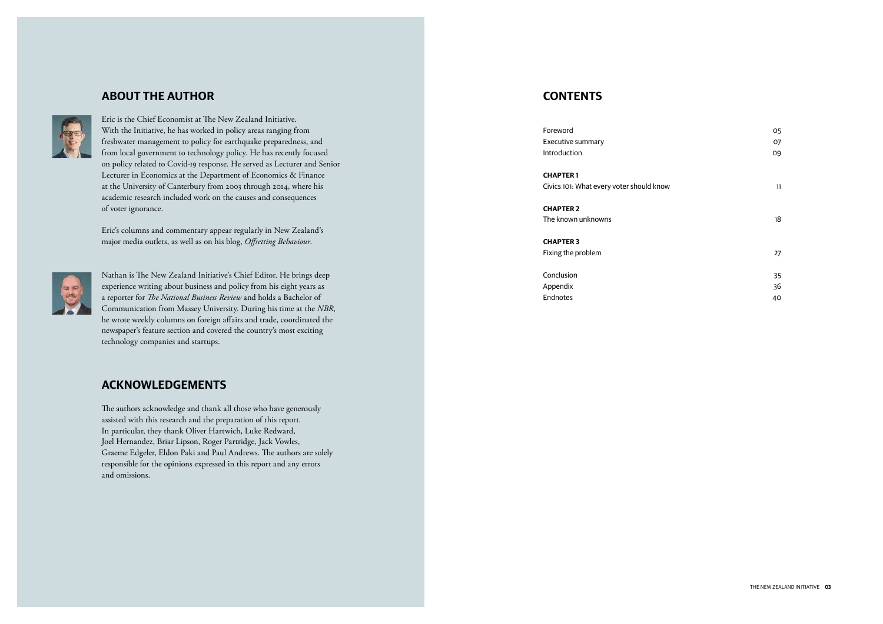## ABOUT THE AUTHOR

Eric is the Chief Economist at The New Zealand Initiative. With the Initiative, he has worked in policy areas ranging from freshwater management to policy for earthquake preparedness, and from local government to technology policy. He has recently focused on policy related to Covid-19 response. He served as Lecturer and Senior Lecturer in Economics at the Department of Economics & Finance at the University of Canterbury from 2003 through 2014, where his academic research included work on the causes and consequences of voter ignorance.

Eric's columns and commentary appear regularly in New Zealand's major media outlets, as well as on his blog, *Offsetting Behaviour*.

Nathan is The New Zealand Initiative's Chief Editor. He brings deep experience writing about business and policy from his eight years as a reporter for *The National Business Review* and holds a Bachelor of Communication from Massey University. During his time at the *NBR*, he wrote weekly columns on foreign affairs and trade, coordinated the newspaper's feature section and covered the country's most exciting technology companies and startups.

## ACKNOWLEDGEMENTS

The authors acknowledge and thank all those who have generously assisted with this research and the preparation of this report. In particular, they thank Oliver Hartwich, Luke Redward, Joel Hernandez, Briar Lipson, Roger Partridge, Jack Vowles, Graeme Edgeler, Eldon Paki and Paul Andrews. The authors are solely responsible for the opinions expressed in this report and any errors and omissions.

## CONTENTS

| | |
|---|---|
| Foreword | 05 |
| Executive summary | 07 |
| Introduction | 09 |
| **CHAPTER 1** | |
| Civics 101: What every voter should know | 11 |
| **CHAPTER 2** | |
| The known unknowns | 18 |
| **CHAPTER 3** | |
| Fixing the problem | 27 |
| Conclusion | 35 |
| Appendix | 36 |
| Endnotes | 40 |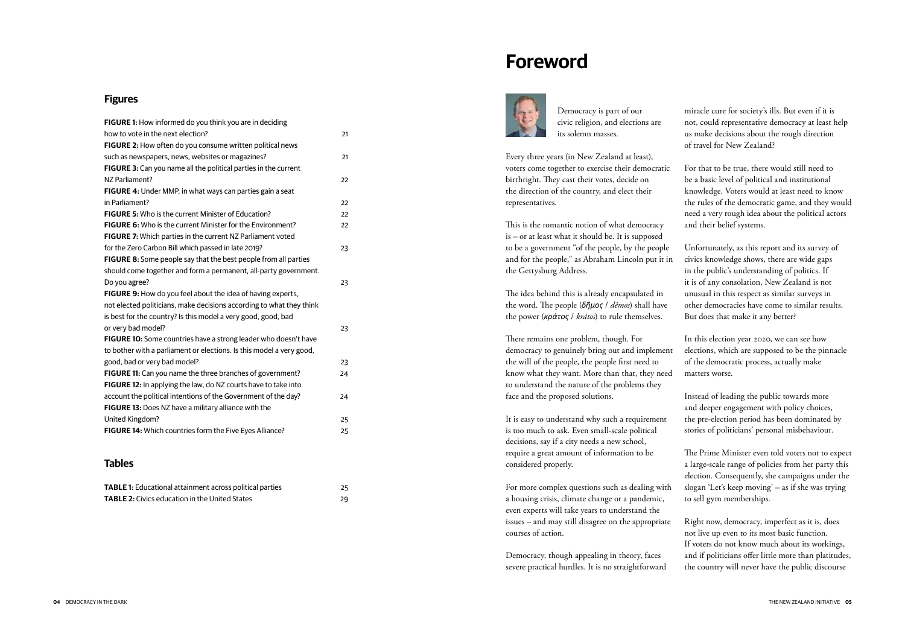## Figures

| | |
|---|---|
| **FIGURE 1:** How informed do you think you are in deciding how to vote in the next election? | 21 |
| **FIGURE 2:** How often do you consume written political news such as newspapers, news, websites or magazines? | 21 |
| **FIGURE 3:** Can you name all the political parties in the current NZ Parliament? | 22 |
| **FIGURE 4:** Under MMP, in what ways can parties gain a seat in Parliament? | 22 |
| **FIGURE 5:** Who is the current Minister of Education? | 22 |
| **FIGURE 6:** Who is the current Minister for the Environment? | 22 |
| **FIGURE 7:** Which parties in the current NZ Parliament voted for the Zero Carbon Bill which passed in late 2019? | 23 |
| **FIGURE 8:** Some people say that the best people from all parties should come together and form a permanent, all-party government. Do you agree? | 23 |
| **FIGURE 9:** How do you feel about the idea of having experts, not elected politicians, make decisions according to what they think is best for the country? Is this model a very good, good, bad or very bad model? | 23 |
| **FIGURE 10:** Some countries have a strong leader who doesn't have to bother with a parliament or elections. Is this model a very good, good, bad or very bad model? | 23 |
| **FIGURE 11:** Can you name the three branches of government? | 24 |
| **FIGURE 12:** In applying the law, do NZ courts have to take into account the political intentions of the Government of the day? | 24 |
| **FIGURE 13:** Does NZ have a military alliance with the United Kingdom? | 25 |
| **FIGURE 14:** Which countries form the Five Eyes Alliance? | 25 |

## Tables

| | |
|---|---|
| **TABLE 1:** Educational attainment across political parties | 25 |
| **TABLE 2:** Civics education in the United States | 29 |

# Foreword

Democracy is part of our civic religion, and elections are its solemn masses.

Every three years (in New Zealand at least), voters come together to exercise their democratic birthright. They cast their votes, decide on the direction of the country, and elect their representatives.

This is the romantic notion of what democracy is – or at least what it should be. It is supposed to be a government "of the people, by the people and for the people," as Abraham Lincoln put it in the Gettysburg Address.

The idea behind this is already encapsulated in the word. The people (*δῆμος* / *dêmos*) shall have the power (*κράτος* / *krátos*) to rule themselves.

There remains one problem, though. For democracy to genuinely bring out and implement the will of the people, the people first need to know what they want. More than that, they need to understand the nature of the problems they face and the proposed solutions.

It is easy to understand why such a requirement is too much to ask. Even small-scale political decisions, say if a city needs a new school, require a great amount of information to be considered properly.

For more complex questions such as dealing with a housing crisis, climate change or a pandemic, even experts will take years to understand the issues – and may still disagree on the appropriate courses of action.

Democracy, though appealing in theory, faces severe practical hurdles. It is no straightforward miracle cure for society's ills. But even if it is not, could representative democracy at least help us make decisions about the rough direction of travel for New Zealand?

For that to be true, there would still need to be a basic level of political and institutional knowledge. Voters would at least need to know the rules of the democratic game, and they would need a very rough idea about the political actors and their belief systems.

Unfortunately, as this report and its survey of civics knowledge shows, there are wide gaps in the public's understanding of politics. If it is of any consolation, New Zealand is not unusual in this respect as similar surveys in other democracies have come to similar results. But does that make it any better?

In this election year 2020, we can see how elections, which are supposed to be the pinnacle of the democratic process, actually make matters worse.

Instead of leading the public towards more and deeper engagement with policy choices, the pre-election period has been dominated by stories of politicians' personal misbehaviour.

The Prime Minister even told voters not to expect a large-scale range of policies from her party this election. Consequently, she campaigns under the slogan 'Let's keep moving' – as if she was trying to sell gym memberships.

Right now, democracy, imperfect as it is, does not live up even to its most basic function. If voters do not know much about its workings, and if politicians offer little more than platitudes, the country will never have the public discourse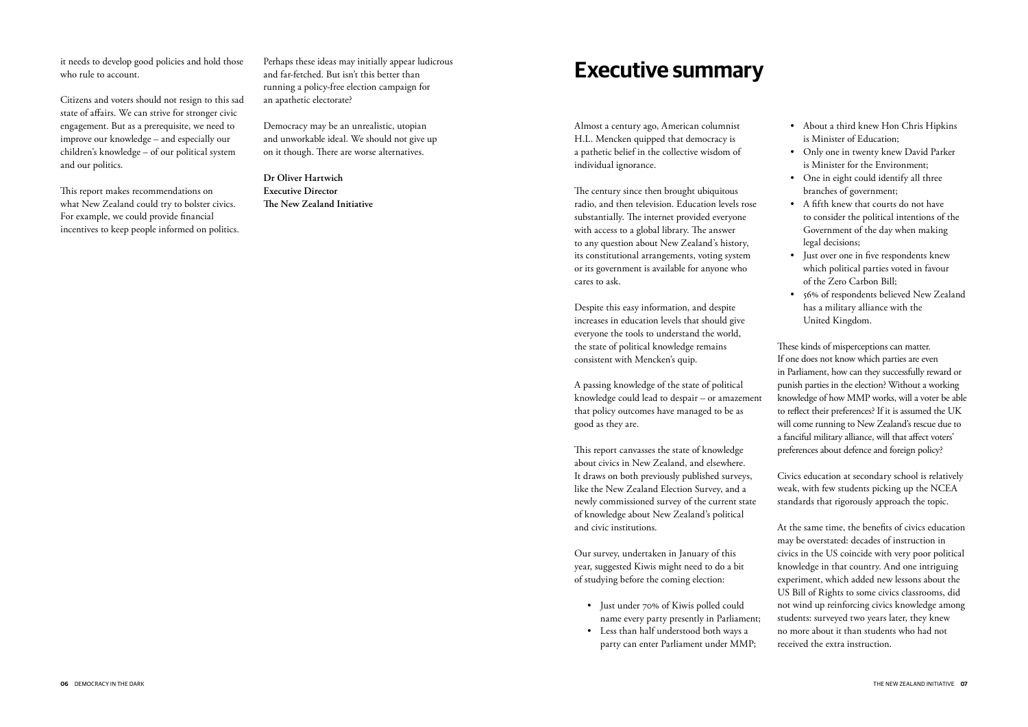it needs to develop good policies and hold those who rule to account.

Citizens and voters should not resign to this sad state of affairs. We can strive for stronger civic engagement. But as a prerequisite, we need to improve our knowledge – and especially our children's knowledge – of our political system and our politics.

This report makes recommendations on what New Zealand could try to bolster civics. For example, we could provide financial incentives to keep people informed on politics.

Perhaps these ideas may initially appear ludicrous and far-fetched. But isn't this better than running a policy-free election campaign for an apathetic electorate?

Democracy may be an unrealistic, utopian and unworkable ideal. We should not give up on it though. There are worse alternatives.

**Dr Oliver Hartwich**
**Executive Director**
**The New Zealand Initiative**

# Executive summary

Almost a century ago, American columnist H.L. Mencken quipped that democracy is a pathetic belief in the collective wisdom of individual ignorance.

The century since then brought ubiquitous radio, and then television. Education levels rose substantially. The internet provided everyone with access to a global library. The answer to any question about New Zealand's history, its constitutional arrangements, voting system or its government is available for anyone who cares to ask.

Despite this easy information, and despite increases in education levels that should give everyone the tools to understand the world, the state of political knowledge remains consistent with Mencken's quip.

A passing knowledge of the state of political knowledge could lead to despair – or amazement that policy outcomes have managed to be as good as they are.

This report canvasses the state of knowledge about civics in New Zealand, and elsewhere. It draws on both previously published surveys, like the New Zealand Election Survey, and a newly commissioned survey of the current state of knowledge about New Zealand's political and civic institutions.

Our survey, undertaken in January of this year, suggested Kiwis might need to do a bit of studying before the coming election:

- Just under 70% of Kiwis polled could name every party presently in Parliament;
- Less than half understood both ways a party can enter Parliament under MMP;
- About a third knew Hon Chris Hipkins is Minister of Education;
- Only one in twenty knew David Parker is Minister for the Environment;
- One in eight could identify all three branches of government;
- A fifth knew that courts do not have to consider the political intentions of the Government of the day when making legal decisions;
- Just over one in five respondents knew which political parties voted in favour of the Zero Carbon Bill;
- 56% of respondents believed New Zealand has a military alliance with the United Kingdom.

These kinds of misperceptions can matter. If one does not know which parties are even in Parliament, how can they successfully reward or punish parties in the election? Without a working knowledge of how MMP works, will a voter be able to reflect their preferences? If it is assumed the UK will come running to New Zealand's rescue due to a fanciful military alliance, will that affect voters' preferences about defence and foreign policy?

Civics education at secondary school is relatively weak, with few students picking up the NCEA standards that rigorously approach the topic.

At the same time, the benefits of civics education may be overstated: decades of instruction in civics in the US coincide with very poor political knowledge in that country. And one intriguing experiment, which added new lessons about the US Bill of Rights to some civics classrooms, did not wind up reinforcing civics knowledge among students: surveyed two years later, they knew no more about it than students who had not received the extra instruction.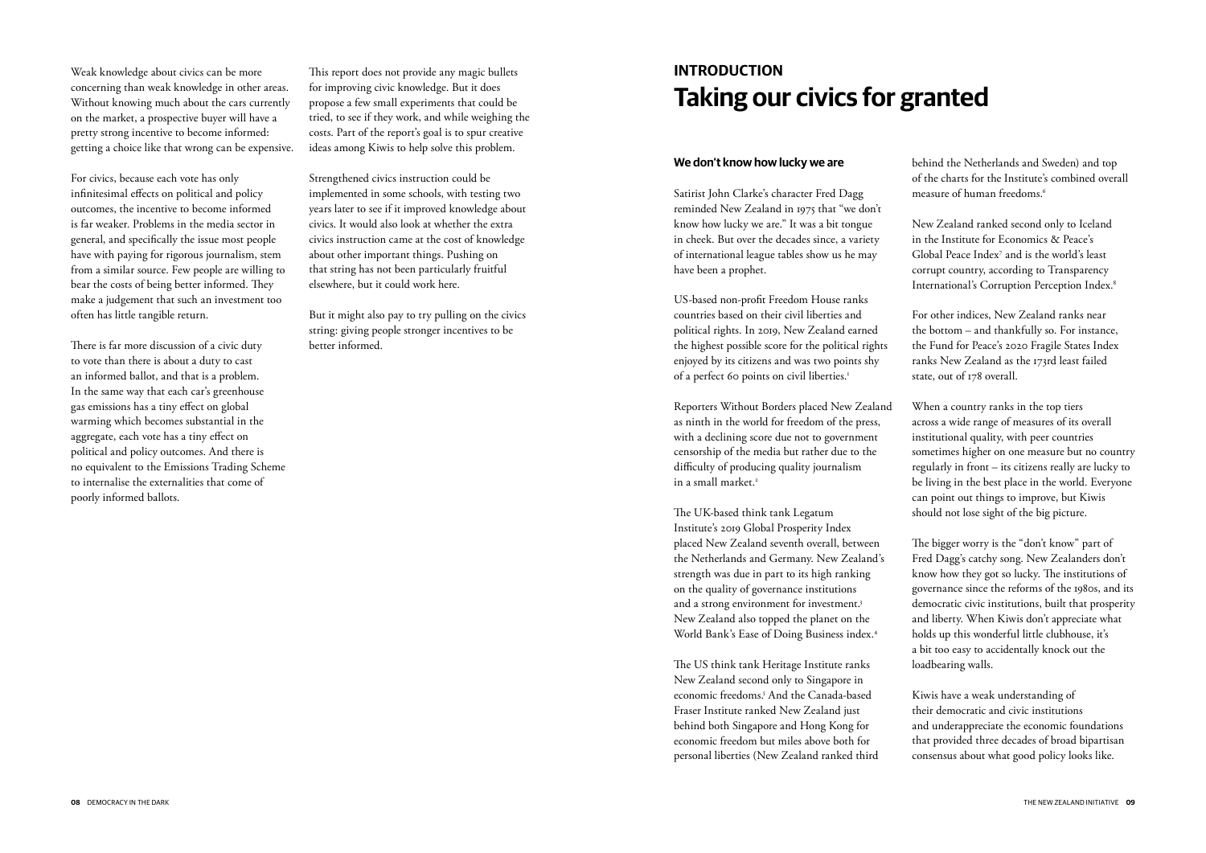Weak knowledge about civics can be more concerning than weak knowledge in other areas. Without knowing much about the cars currently on the market, a prospective buyer will have a pretty strong incentive to become informed: getting a choice like that wrong can be expensive.

For civics, because each vote has only infinitesimal effects on political and policy outcomes, the incentive to become informed is far weaker. Problems in the media sector in general, and specifically the issue most people have with paying for rigorous journalism, stem from a similar source. Few people are willing to bear the costs of being better informed. They make a judgement that such an investment too often has little tangible return.

There is far more discussion of a civic duty to vote than there is about a duty to cast an informed ballot, and that is a problem. In the same way that each car's greenhouse gas emissions has a tiny effect on global warming which becomes substantial in the aggregate, each vote has a tiny effect on political and policy outcomes. And there is no equivalent to the Emissions Trading Scheme to internalise the externalities that come of poorly informed ballots.

This report does not provide any magic bullets for improving civic knowledge. But it does propose a few small experiments that could be tried, to see if they work, and while weighing the costs. Part of the report's goal is to spur creative ideas among Kiwis to help solve this problem.

Strengthened civics instruction could be implemented in some schools, with testing two years later to see if it improved knowledge about civics. It would also look at whether the extra civics instruction came at the cost of knowledge about other important things. Pushing on that string has not been particularly fruitful elsewhere, but it could work here.

But it might also pay to try pulling on the civics string: giving people stronger incentives to be better informed.

# INTRODUCTION
# Taking our civics for granted

### We don't know how lucky we are

Satirist John Clarke's character Fred Dagg reminded New Zealand in 1975 that "we don't know how lucky we are." It was a bit tongue in cheek. But over the decades since, a variety of international league tables show us he may have been a prophet.

US-based non-profit Freedom House ranks countries based on their civil liberties and political rights. In 2019, New Zealand earned the highest possible score for the political rights enjoyed by its citizens and was two points shy of a perfect 60 points on civil liberties.[1]

Reporters Without Borders placed New Zealand as ninth in the world for freedom of the press, with a declining score due not to government censorship of the media but rather due to the difficulty of producing quality journalism in a small market.[2]

The UK-based think tank Legatum Institute's 2019 Global Prosperity Index placed New Zealand seventh overall, between the Netherlands and Germany. New Zealand's strength was due in part to its high ranking on the quality of governance institutions and a strong environment for investment.[3] New Zealand also topped the planet on the World Bank's Ease of Doing Business index.[4]

The US think tank Heritage Institute ranks New Zealand second only to Singapore in economic freedoms.[5] And the Canada-based Fraser Institute ranked New Zealand just behind both Singapore and Hong Kong for economic freedom but miles above both for personal liberties (New Zealand ranked third behind the Netherlands and Sweden) and top of the charts for the Institute's combined overall measure of human freedoms.[6]

New Zealand ranked second only to Iceland in the Institute for Economics & Peace's Global Peace Index[7] and is the world's least corrupt country, according to Transparency International's Corruption Perception Index.[8]

For other indices, New Zealand ranks near the bottom – and thankfully so. For instance, the Fund for Peace's 2020 Fragile States Index ranks New Zealand as the 173rd least failed state, out of 178 overall.

When a country ranks in the top tiers across a wide range of measures of its overall institutional quality, with peer countries sometimes higher on one measure but no country regularly in front – its citizens really are lucky to be living in the best place in the world. Everyone can point out things to improve, but Kiwis should not lose sight of the big picture.

The bigger worry is the "don't know" part of Fred Dagg's catchy song. New Zealanders don't know how they got so lucky. The institutions of governance since the reforms of the 1980s, and its democratic civic institutions, built that prosperity and liberty. When Kiwis don't appreciate what holds up this wonderful little clubhouse, it's a bit too easy to accidentally knock out the loadbearing walls.

Kiwis have a weak understanding of their democratic and civic institutions and underappreciate the economic foundations that provided three decades of broad bipartisan consensus about what good policy looks like.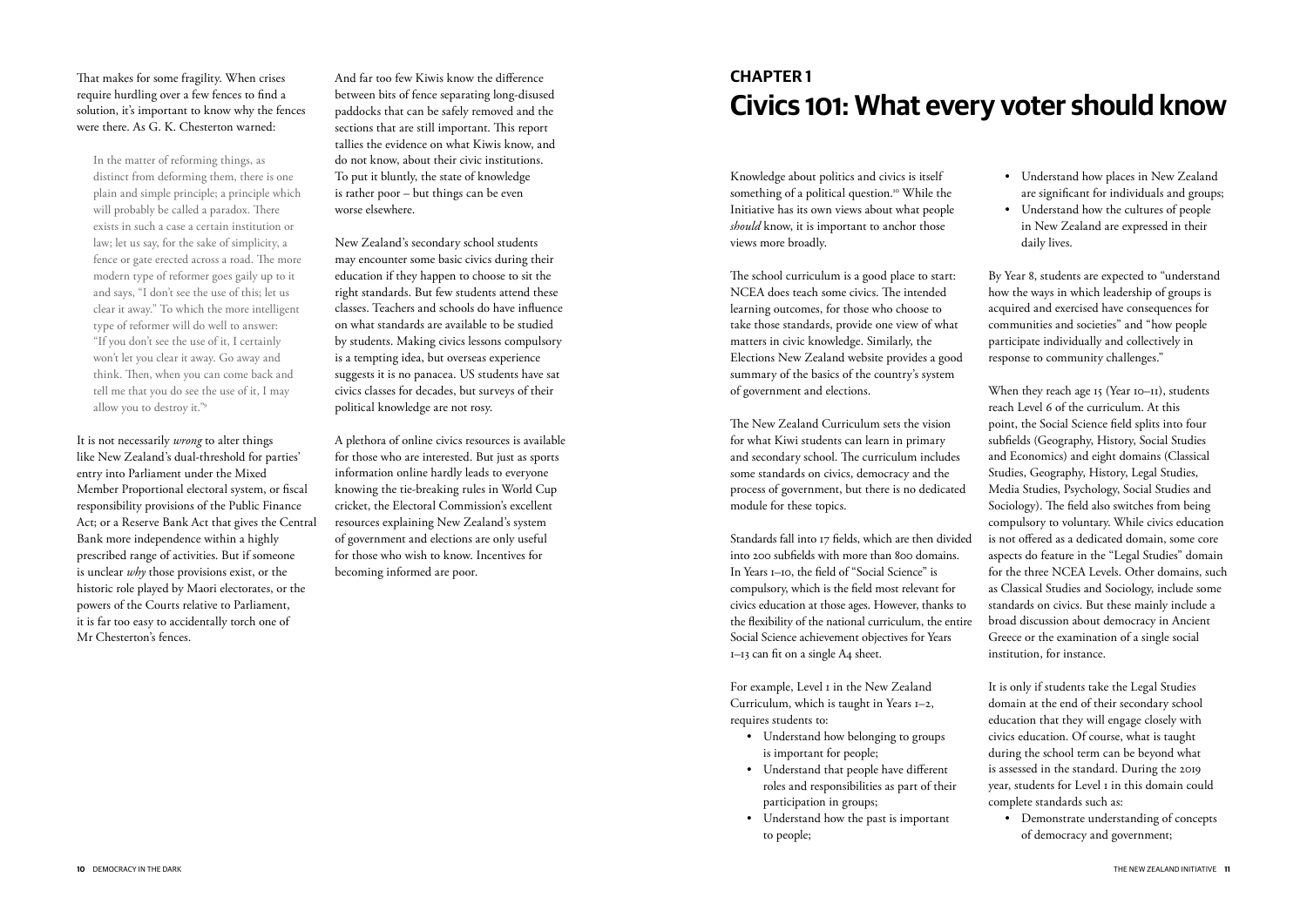That makes for some fragility. When crises require hurdling over a few fences to find a solution, it's important to know why the fences were there. As G. K. Chesterton warned:

> In the matter of reforming things, as distinct from deforming them, there is one plain and simple principle; a principle which will probably be called a paradox. There exists in such a case a certain institution or law; let us say, for the sake of simplicity, a fence or gate erected across a road. The more modern type of reformer goes gaily up to it and says, "I don't see the use of this; let us clear it away." To which the more intelligent type of reformer will do well to answer: "If you don't see the use of it, I certainly won't let you clear it away. Go away and think. Then, when you can come back and tell me that you do see the use of it, I may allow you to destroy it."[9]

It is not necessarily *wrong* to alter things like New Zealand's dual-threshold for parties' entry into Parliament under the Mixed Member Proportional electoral system, or fiscal responsibility provisions of the Public Finance Act; or a Reserve Bank Act that gives the Central Bank more independence within a highly prescribed range of activities. But if someone is unclear *why* those provisions exist, or the historic role played by Maori electorates, or the powers of the Courts relative to Parliament, it is far too easy to accidentally torch one of Mr Chesterton's fences.

And far too few Kiwis know the difference between bits of fence separating long-disused paddocks that can be safely removed and the sections that are still important. This report tallies the evidence on what Kiwis know, and do not know, about their civic institutions. To put it bluntly, the state of knowledge is rather poor – but things can be even worse elsewhere.

New Zealand's secondary school students may encounter some basic civics during their education if they happen to choose to sit the right standards. But few students attend these classes. Teachers and schools do have influence on what standards are available to be studied by students. Making civics lessons compulsory is a tempting idea, but overseas experience suggests it is no panacea. US students have sat civics classes for decades, but surveys of their political knowledge are not rosy.

A plethora of online civics resources is available for those who are interested. But just as sports information online hardly leads to everyone knowing the tie-breaking rules in World Cup cricket, the Electoral Commission's excellent resources explaining New Zealand's system of government and elections are only useful for those who wish to know. Incentives for becoming informed are poor.

# CHAPTER 1
# Civics 101: What every voter should know

Knowledge about politics and civics is itself something of a political question.[10] While the Initiative has its own views about what people *should* know, it is important to anchor those views more broadly.

The school curriculum is a good place to start: NCEA does teach some civics. The intended learning outcomes, for those who choose to take those standards, provide one view of what matters in civic knowledge. Similarly, the Elections New Zealand website provides a good summary of the basics of the country's system of government and elections.

The New Zealand Curriculum sets the vision for what Kiwi students can learn in primary and secondary school. The curriculum includes some standards on civics, democracy and the process of government, but there is no dedicated module for these topics.

Standards fall into 17 fields, which are then divided into 200 subfields with more than 800 domains. In Years 1–10, the field of "Social Science" is compulsory, which is the field most relevant for civics education at those ages. However, thanks to the flexibility of the national curriculum, the entire Social Science achievement objectives for Years 1–13 can fit on a single A4 sheet.

For example, Level 1 in the New Zealand Curriculum, which is taught in Years 1–2, requires students to:

- Understand how belonging to groups is important for people;
- Understand that people have different roles and responsibilities as part of their participation in groups;
- Understand how the past is important to people;
- Understand how places in New Zealand are significant for individuals and groups;
- Understand how the cultures of people in New Zealand are expressed in their daily lives.

By Year 8, students are expected to "understand how the ways in which leadership of groups is acquired and exercised have consequences for communities and societies" and "how people participate individually and collectively in response to community challenges."

When they reach age 15 (Year 10–11), students reach Level 6 of the curriculum. At this point, the Social Science field splits into four subfields (Geography, History, Social Studies and Economics) and eight domains (Classical Studies, Geography, History, Legal Studies, Media Studies, Psychology, Social Studies and Sociology). The field also switches from being compulsory to voluntary. While civics education is not offered as a dedicated domain, some core aspects do feature in the "Legal Studies" domain for the three NCEA Levels. Other domains, such as Classical Studies and Sociology, include some standards on civics. But these mainly include a broad discussion about democracy in Ancient Greece or the examination of a single social institution, for instance.

It is only if students take the Legal Studies domain at the end of their secondary school education that they will engage closely with civics education. Of course, what is taught during the school term can be beyond what is assessed in the standard. During the 2019 year, students for Level 1 in this domain could complete standards such as:

- Demonstrate understanding of concepts of democracy and government;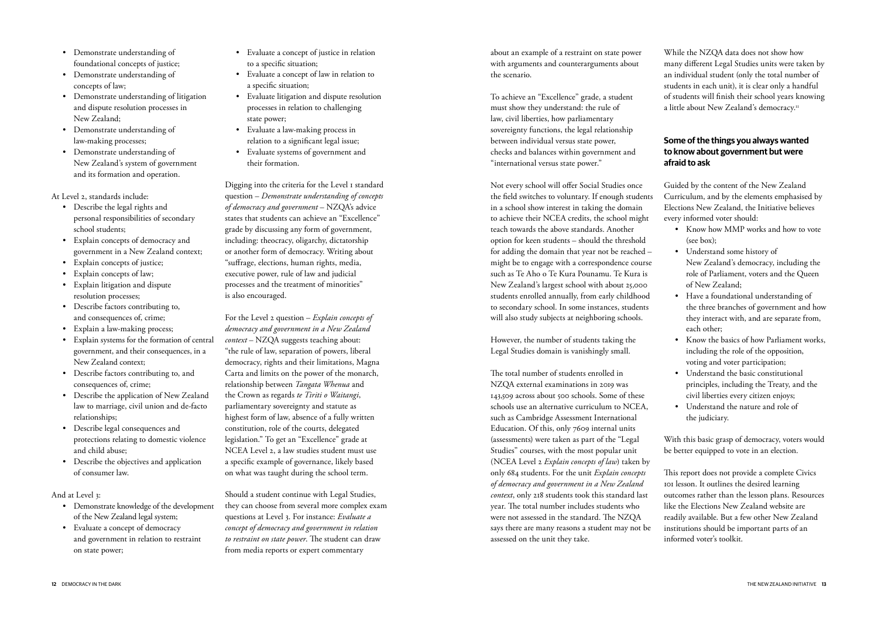- Demonstrate understanding of foundational concepts of justice;
- Demonstrate understanding of concepts of law;
- Demonstrate understanding of litigation and dispute resolution processes in New Zealand;
- Demonstrate understanding of law-making processes;
- Demonstrate understanding of New Zealand's system of government and its formation and operation.

At Level 2, standards include:

- Describe the legal rights and personal responsibilities of secondary school students;
- Explain concepts of democracy and government in a New Zealand context;
- Explain concepts of justice;
- Explain concepts of law;
- Explain litigation and dispute resolution processes;
- Describe factors contributing to, and consequences of, crime;
- Explain a law-making process;
- Explain systems for the formation of central government, and their consequences, in a New Zealand context;
- Describe factors contributing to, and consequences of, crime;
- Describe the application of New Zealand law to marriage, civil union and de-facto relationships;
- Describe legal consequences and protections relating to domestic violence and child abuse;
- Describe the objectives and application of consumer law.

And at Level 3:

- Demonstrate knowledge of the development of the New Zealand legal system;
- Evaluate a concept of democracy and government in relation to restraint on state power;
- Evaluate a concept of justice in relation to a specific situation;
- Evaluate a concept of law in relation to a specific situation;
- Evaluate litigation and dispute resolution processes in relation to challenging state power;
- Evaluate a law-making process in relation to a significant legal issue;
- Evaluate systems of government and their formation.

Digging into the criteria for the Level 1 standard question – *Demonstrate understanding of concepts of democracy and government* – NZQA's advice states that students can achieve an "Excellence" grade by discussing any form of government, including: theocracy, oligarchy, dictatorship or another form of democracy. Writing about "suffrage, elections, human rights, media, executive power, rule of law and judicial processes and the treatment of minorities" is also encouraged.

For the Level 2 question – *Explain concepts of democracy and government in a New Zealand context* – NZQA suggests teaching about: "the rule of law, separation of powers, liberal democracy, rights and their limitations, Magna Carta and limits on the power of the monarch, relationship between *Tangata Whenua* and the Crown as regards *te Tiriti o Waitangi*, parliamentary sovereignty and statute as highest form of law, absence of a fully written constitution, role of the courts, delegated legislation." To get an "Excellence" grade at NCEA Level 2, a law studies student must use a specific example of governance, likely based on what was taught during the school term.

Should a student continue with Legal Studies, they can choose from several more complex exam questions at Level 3. For instance: *Evaluate a concept of democracy and government in relation to restraint on state power*. The student can draw from media reports or expert commentary about an example of a restraint on state power with arguments and counterarguments about the scenario.

To achieve an "Excellence" grade, a student must show they understand: the rule of law, civil liberties, how parliamentary sovereignty functions, the legal relationship between individual versus state power, checks and balances within government and "international versus state power."

Not every school will offer Social Studies once the field switches to voluntary. If enough students in a school show interest in taking the domain to achieve their NCEA credits, the school might teach towards the above standards. Another option for keen students – should the threshold for adding the domain that year not be reached – might be to engage with a correspondence course such as Te Aho o Te Kura Pounamu. Te Kura is New Zealand's largest school with about 25,000 students enrolled annually, from early childhood to secondary school. In some instances, students will also study subjects at neighboring schools.

However, the number of students taking the Legal Studies domain is vanishingly small.

The total number of students enrolled in NZQA external examinations in 2019 was 143,509 across about 500 schools. Some of these schools use an alternative curriculum to NCEA, such as Cambridge Assessment International Education. Of this, only 7609 internal units (assessments) were taken as part of the "Legal Studies" courses, with the most popular unit (NCEA Level 2 *Explain concepts of law*) taken by only 684 students. For the unit *Explain concepts of democracy and government in a New Zealand context*, only 218 students took this standard last year. The total number includes students who were not assessed in the standard. The NZQA says there are many reasons a student may not be assessed on the unit they take.

While the NZQA data does not show how many different Legal Studies units were taken by an individual student (only the total number of students in each unit), it is clear only a handful of students will finish their school years knowing a little about New Zealand's democracy.[11]

## Some of the things you always wanted to know about government but were afraid to ask

Guided by the content of the New Zealand Curriculum, and by the elements emphasised by Elections New Zealand, the Initiative believes every informed voter should:

- Know how MMP works and how to vote (see box);
- Understand some history of New Zealand's democracy, including the role of Parliament, voters and the Queen of New Zealand;
- Have a foundational understanding of the three branches of government and how they interact with, and are separate from, each other;
- Know the basics of how Parliament works, including the role of the opposition, voting and voter participation;
- Understand the basic constitutional principles, including the Treaty, and the civil liberties every citizen enjoys;
- Understand the nature and role of the judiciary.

With this basic grasp of democracy, voters would be better equipped to vote in an election.

This report does not provide a complete Civics 101 lesson. It outlines the desired learning outcomes rather than the lesson plans. Resources like the Elections New Zealand website are readily available. But a few other New Zealand institutions should be important parts of an informed voter's toolkit.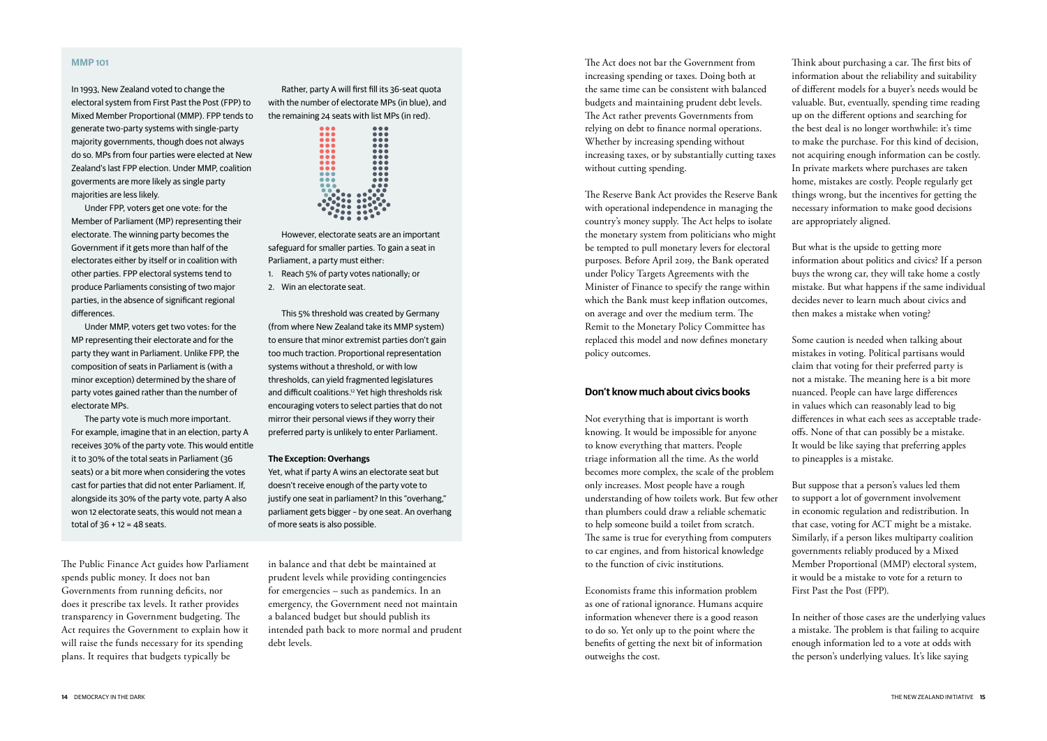## MMP 101

In 1993, New Zealand voted to change the electoral system from First Past the Post (FPP) to Mixed Member Proportional (MMP). FPP tends to generate two-party systems with single-party majority governments, though does not always do so. MPs from four parties were elected at New Zealand's last FPP election. Under MMP, coalition goverments are more likely as single party majorities are less likely.

Under FPP, voters get one vote: for the Member of Parliament (MP) representing their electorate. The winning party becomes the Government if it gets more than half of the electorates either by itself or in coalition with other parties. FPP electoral systems tend to produce Parliaments consisting of two major parties, in the absence of significant regional differences.

Under MMP, voters get two votes: for the MP representing their electorate and for the party they want in Parliament. Unlike FPP, the composition of seats in Parliament is (with a minor exception) determined by the share of party votes gained rather than the number of electorate MPs.

The party vote is much more important. For example, imagine that in an election, party A receives 30% of the party vote. This would entitle it to 30% of the total seats in Parliament (36 seats) or a bit more when considering the votes cast for parties that did not enter Parliament. If, alongside its 30% of the party vote, party A also won 12 electorate seats, this would not mean a total of 36 + 12 = 48 seats.

Rather, party A will first fill its 36-seat quota with the number of electorate MPs (in blue), and the remaining 24 seats with list MPs (in red).

However, electorate seats are an important safeguard for smaller parties. To gain a seat in Parliament, a party must either:

1. Reach 5% of party votes nationally; or
2. Win an electorate seat.

This 5% threshold was created by Germany (from where New Zealand take its MMP system) to ensure that minor extremist parties don't gain too much traction. Proportional representation systems without a threshold, or with low thresholds, can yield fragmented legislatures and difficult coalitions.[12] Yet high thresholds risk encouraging voters to select parties that do not mirror their personal views if they worry their preferred party is unlikely to enter Parliament.

**The Exception: Overhangs**

Yet, what if party A wins an electorate seat but doesn't receive enough of the party vote to justify one seat in parliament? In this "overhang," parliament gets bigger – by one seat. An overhang of more seats is also possible.

The Public Finance Act guides how Parliament spends public money. It does not ban Governments from running deficits, nor does it prescribe tax levels. It rather provides transparency in Government budgeting. The Act requires the Government to explain how it will raise the funds necessary for its spending plans. It requires that budgets typically be in balance and that debt be maintained at prudent levels while providing contingencies for emergencies – such as pandemics. In an emergency, the Government need not maintain a balanced budget but should publish its intended path back to more normal and prudent debt levels.

The Act does not bar the Government from increasing spending or taxes. Doing both at the same time can be consistent with balanced budgets and maintaining prudent debt levels. The Act rather prevents Governments from relying on debt to finance normal operations. Whether by increasing spending without increasing taxes, or by substantially cutting taxes without cutting spending.

The Reserve Bank Act provides the Reserve Bank with operational independence in managing the country's money supply. The Act helps to isolate the monetary system from politicians who might be tempted to pull monetary levers for electoral purposes. Before April 2019, the Bank operated under Policy Targets Agreements with the Minister of Finance to specify the range within which the Bank must keep inflation outcomes, on average and over the medium term. The Remit to the Monetary Policy Committee has replaced this model and now defines monetary policy outcomes.

### Don't know much about civics books

Not everything that is important is worth knowing. It would be impossible for anyone to know everything that matters. People triage information all the time. As the world becomes more complex, the scale of the problem only increases. Most people have a rough understanding of how toilets work. But few other than plumbers could draw a reliable schematic to help someone build a toilet from scratch. The same is true for everything from computers to car engines, and from historical knowledge to the function of civic institutions.

Economists frame this information problem as one of rational ignorance. Humans acquire information whenever there is a good reason to do so. Yet only up to the point where the benefits of getting the next bit of information outweighs the cost.

Think about purchasing a car. The first bits of information about the reliability and suitability of different models for a buyer's needs would be valuable. But, eventually, spending time reading up on the different options and searching for the best deal is no longer worthwhile: it's time to make the purchase. For this kind of decision, not acquiring enough information can be costly. In private markets where purchases are taken home, mistakes are costly. People regularly get things wrong, but the incentives for getting the necessary information to make good decisions are appropriately aligned.

But what is the upside to getting more information about politics and civics? If a person buys the wrong car, they will take home a costly mistake. But what happens if the same individual decides never to learn much about civics and then makes a mistake when voting?

Some caution is needed when talking about mistakes in voting. Political partisans would claim that voting for their preferred party is not a mistake. The meaning here is a bit more nuanced. People can have large differences in values which can reasonably lead to big differences in what each sees as acceptable trade-offs. None of that can possibly be a mistake. It would be like saying that preferring apples to pineapples is a mistake.

But suppose that a person's values led them to support a lot of government involvement in economic regulation and redistribution. In that case, voting for ACT might be a mistake. Similarly, if a person likes multiparty coalition governments reliably produced by a Mixed Member Proportional (MMP) electoral system, it would be a mistake to vote for a return to First Past the Post (FPP).

In neither of those cases are the underlying values a mistake. The problem is that failing to acquire enough information led to a vote at odds with the person's underlying values. It's like saying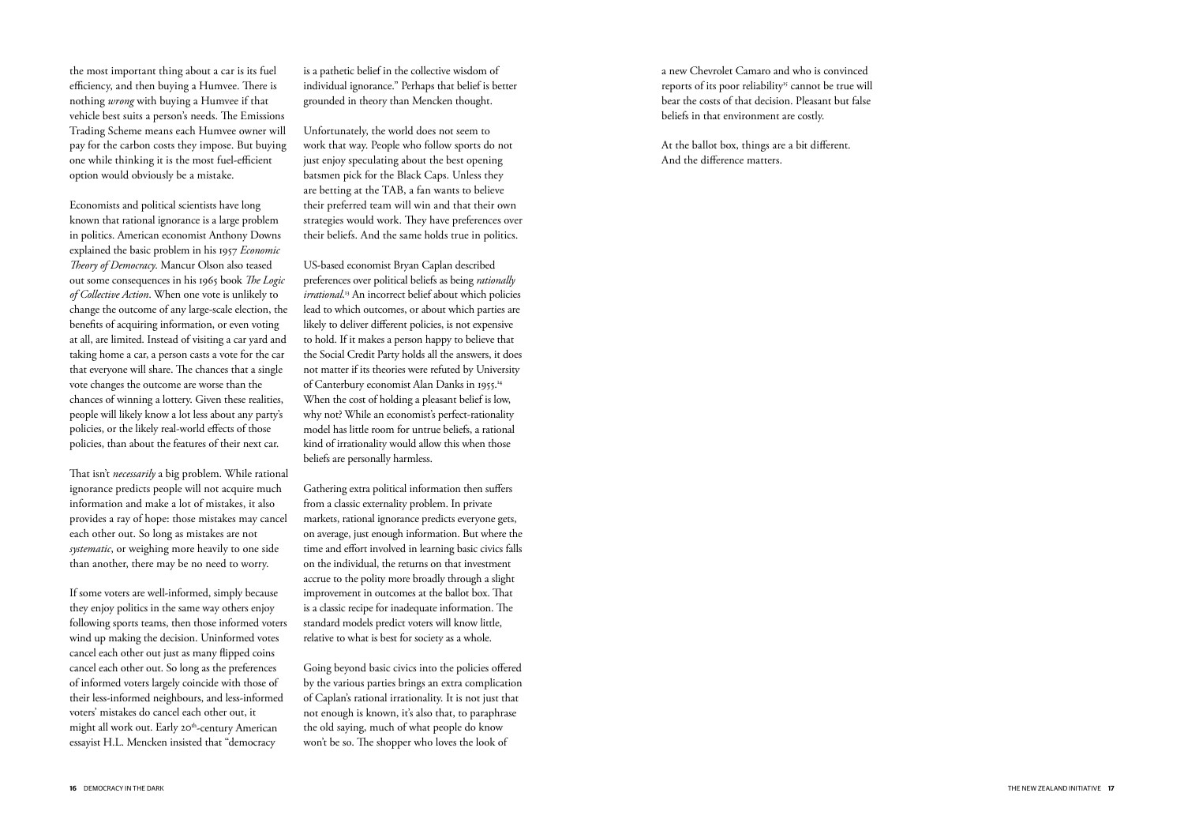the most important thing about a car is its fuel efficiency, and then buying a Humvee. There is nothing *wrong* with buying a Humvee if that vehicle best suits a person's needs. The Emissions Trading Scheme means each Humvee owner will pay for the carbon costs they impose. But buying one while thinking it is the most fuel-efficient option would obviously be a mistake.

Economists and political scientists have long known that rational ignorance is a large problem in politics. American economist Anthony Downs explained the basic problem in his 1957 *Economic Theory of Democracy*. Mancur Olson also teased out some consequences in his 1965 book *The Logic of Collective Action*. When one vote is unlikely to change the outcome of any large-scale election, the benefits of acquiring information, or even voting at all, are limited. Instead of visiting a car yard and taking home a car, a person casts a vote for the car that everyone will share. The chances that a single vote changes the outcome are worse than the chances of winning a lottery. Given these realities, people will likely know a lot less about any party's policies, or the likely real-world effects of those policies, than about the features of their next car.

That isn't *necessarily* a big problem. While rational ignorance predicts people will not acquire much information and make a lot of mistakes, it also provides a ray of hope: those mistakes may cancel each other out. So long as mistakes are not *systematic*, or weighing more heavily to one side than another, there may be no need to worry.

If some voters are well-informed, simply because they enjoy politics in the same way others enjoy following sports teams, then those informed voters wind up making the decision. Uninformed votes cancel each other out just as many flipped coins cancel each other out. So long as the preferences of informed voters largely coincide with those of their less-informed neighbours, and less-informed voters' mistakes do cancel each other out, it might all work out. Early 20th-century American essayist H.L. Mencken insisted that "democracy is a pathetic belief in the collective wisdom of individual ignorance." Perhaps that belief is better grounded in theory than Mencken thought.

Unfortunately, the world does not seem to work that way. People who follow sports do not just enjoy speculating about the best opening batsmen pick for the Black Caps. Unless they are betting at the TAB, a fan wants to believe their preferred team will win and that their own strategies would work. They have preferences over their beliefs. And the same holds true in politics.

US-based economist Bryan Caplan described preferences over political beliefs as being *rationally irrational*.[13] An incorrect belief about which policies lead to which outcomes, or about which parties are likely to deliver different policies, is not expensive to hold. If it makes a person happy to believe that the Social Credit Party holds all the answers, it does not matter if its theories were refuted by University of Canterbury economist Alan Danks in 1955.[14] When the cost of holding a pleasant belief is low, why not? While an economist's perfect-rationality model has little room for untrue beliefs, a rational kind of irrationality would allow this when those beliefs are personally harmless.

Gathering extra political information then suffers from a classic externality problem. In private markets, rational ignorance predicts everyone gets, on average, just enough information. But where the time and effort involved in learning basic civics falls on the individual, the returns on that investment accrue to the polity more broadly through a slight improvement in outcomes at the ballot box. That is a classic recipe for inadequate information. The standard models predict voters will know little, relative to what is best for society as a whole.

Going beyond basic civics into the policies offered by the various parties brings an extra complication of Caplan's rational irrationality. It is not just that not enough is known, it's also that, to paraphrase the old saying, much of what people do know won't be so. The shopper who loves the look of a new Chevrolet Camaro and who is convinced reports of its poor reliability[15] cannot be true will bear the costs of that decision. Pleasant but false beliefs in that environment are costly.

At the ballot box, things are a bit different. And the difference matters.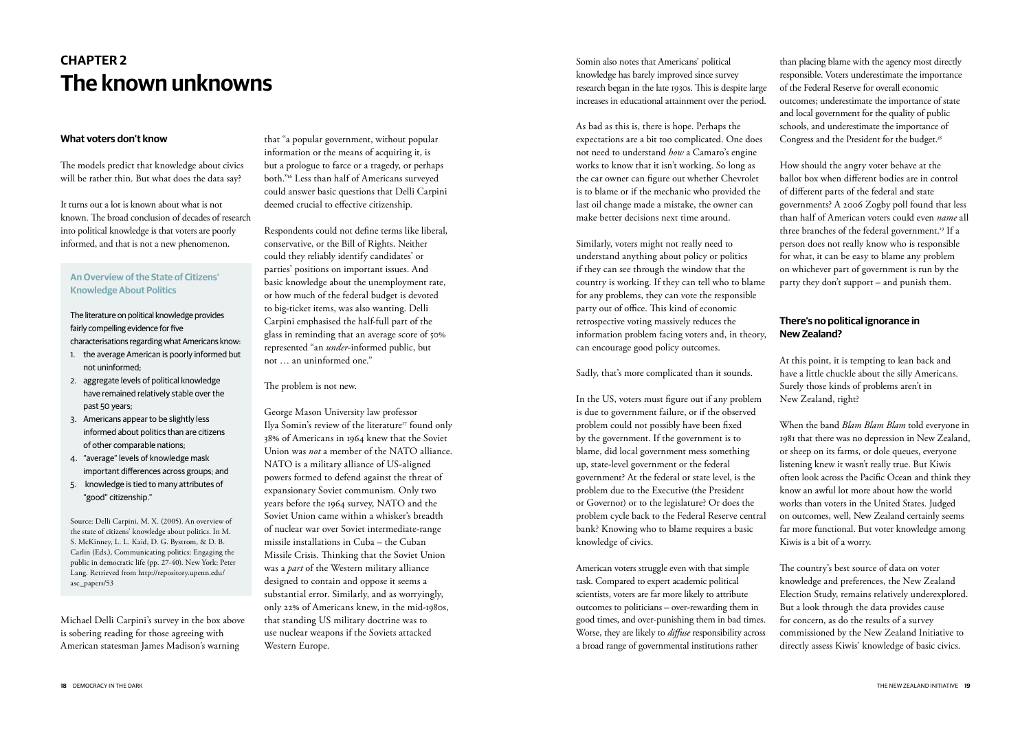# CHAPTER 2

# The known unknowns

### What voters don't know

The models predict that knowledge about civics will be rather thin. But what does the data say?

It turns out a lot is known about what is not known. The broad conclusion of decades of research into political knowledge is that voters are poorly informed, and that is not a new phenomenon.

> **An Overview of the State of Citizens' Knowledge About Politics**
>
> The literature on political knowledge provides fairly compelling evidence for five characterisations regarding what Americans know:
>
> 1. the average American is poorly informed but not uninformed;
> 2. aggregate levels of political knowledge have remained relatively stable over the past 50 years;
> 3. Americans appear to be slightly less informed about politics than are citizens of other comparable nations;
> 4. "average" levels of knowledge mask important differences across groups; and
> 5. knowledge is tied to many attributes of "good" citizenship."
>
> Source: Delli Carpini, M. X. (2005). An overview of the state of citizens' knowledge about politics. In M. S. McKinney, L. L. Kaid, D. G. Bystrom, & D. B. Carlin (Eds.), Communicating politics: Engaging the public in democratic life (pp. 27-40). New York: Peter Lang. Retrieved from http://repository.upenn.edu/asc_papers/53

Michael Delli Carpini's survey in the box above is sobering reading for those agreeing with American statesman James Madison's warning that "a popular government, without popular information or the means of acquiring it, is but a prologue to farce or a tragedy, or perhaps both."[16] Less than half of Americans surveyed could answer basic questions that Delli Carpini deemed crucial to effective citizenship.

Respondents could not define terms like liberal, conservative, or the Bill of Rights. Neither could they reliably identify candidates' or parties' positions on important issues. And basic knowledge about the unemployment rate, or how much of the federal budget is devoted to big-ticket items, was also wanting. Delli Carpini emphasised the half-full part of the glass in reminding that an average score of 50% represented "an *under*-informed public, but not … an uninformed one."

The problem is not new.

George Mason University law professor Ilya Somin's review of the literature[17] found only 38% of Americans in 1964 knew that the Soviet Union was *not* a member of the NATO alliance. NATO is a military alliance of US-aligned powers formed to defend against the threat of expansionary Soviet communism. Only two years before the 1964 survey, NATO and the Soviet Union came within a whisker's breadth of nuclear war over Soviet intermediate-range missile installations in Cuba – the Cuban Missile Crisis. Thinking that the Soviet Union was a *part* of the Western military alliance designed to contain and oppose it seems a substantial error. Similarly, and as worryingly, only 22% of Americans knew, in the mid-1980s, that standing US military doctrine was to use nuclear weapons if the Soviets attacked Western Europe.

Somin also notes that Americans' political knowledge has barely improved since survey research began in the late 1930s. This is despite large increases in educational attainment over the period.

As bad as this is, there is hope. Perhaps the expectations are a bit too complicated. One does not need to understand *how* a Camaro's engine works to know that it isn't working. So long as the car owner can figure out whether Chevrolet is to blame or if the mechanic who provided the last oil change made a mistake, the owner can make better decisions next time around.

Similarly, voters might not really need to understand anything about policy or politics if they can see through the window that the country is working. If they can tell who to blame for any problems, they can vote the responsible party out of office. This kind of economic retrospective voting massively reduces the information problem facing voters and, in theory, can encourage good policy outcomes.

Sadly, that's more complicated than it sounds.

In the US, voters must figure out if any problem is due to government failure, or if the observed problem could not possibly have been fixed by the government. If the government is to blame, did local government mess something up, state-level government or the federal government? At the federal or state level, is the problem due to the Executive (the President or Governor) or to the legislature? Or does the problem cycle back to the Federal Reserve central bank? Knowing who to blame requires a basic knowledge of civics.

American voters struggle even with that simple task. Compared to expert academic political scientists, voters are far more likely to attribute outcomes to politicians – over-rewarding them in good times, and over-punishing them in bad times. Worse, they are likely to *diffuse* responsibility across a broad range of governmental institutions rather than placing blame with the agency most directly responsible. Voters underestimate the importance of the Federal Reserve for overall economic outcomes; underestimate the importance of state and local government for the quality of public schools, and underestimate the importance of Congress and the President for the budget.[18]

How should the angry voter behave at the ballot box when different bodies are in control of different parts of the federal and state governments? A 2006 Zogby poll found that less than half of American voters could even *name* all three branches of the federal government.[19] If a person does not really know who is responsible for what, it can be easy to blame any problem on whichever part of government is run by the party they don't support – and punish them.

### There's no political ignorance in New Zealand?

At this point, it is tempting to lean back and have a little chuckle about the silly Americans. Surely those kinds of problems aren't in New Zealand, right?

When the band *Blam Blam Blam* told everyone in 1981 that there was no depression in New Zealand, or sheep on its farms, or dole queues, everyone listening knew it wasn't really true. But Kiwis often look across the Pacific Ocean and think they know an awful lot more about how the world works than voters in the United States. Judged on outcomes, well, New Zealand certainly seems far more functional. But voter knowledge among Kiwis is a bit of a worry.

The country's best source of data on voter knowledge and preferences, the New Zealand Election Study, remains relatively underexplored. But a look through the data provides cause for concern, as do the results of a survey commissioned by the New Zealand Initiative to directly assess Kiwis' knowledge of basic civics.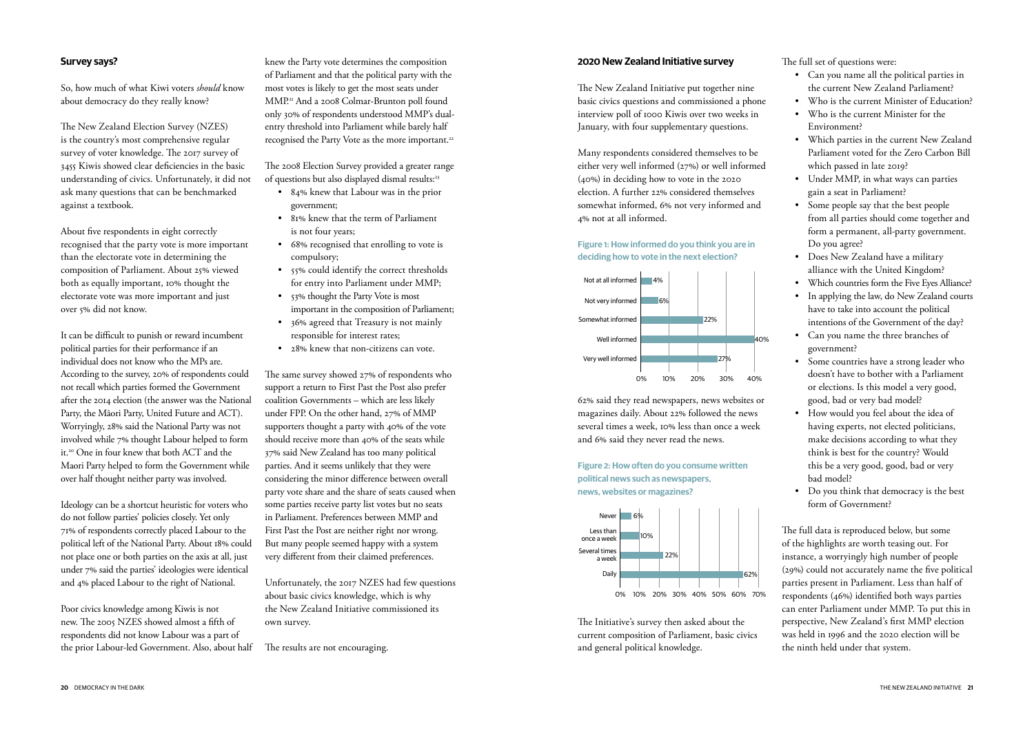## Survey says?

So, how much of what Kiwi voters *should* know about democracy do they really know?

The New Zealand Election Survey (NZES) is the country's most comprehensive regular survey of voter knowledge. The 2017 survey of 3455 Kiwis showed clear deficiencies in the basic understanding of civics. Unfortunately, it did not ask many questions that can be benchmarked against a textbook.

About five respondents in eight correctly recognised that the party vote is more important than the electorate vote in determining the composition of Parliament. About 25% viewed both as equally important, 10% thought the electorate vote was more important and just over 5% did not know.

It can be difficult to punish or reward incumbent political parties for their performance if an individual does not know who the MPs are. According to the survey, 20% of respondents could not recall which parties formed the Government after the 2014 election (the answer was the National Party, the Māori Party, United Future and ACT). Worryingly, 28% said the National Party was not involved while 7% thought Labour helped to form it.[20] One in four knew that both ACT and the Maori Party helped to form the Government while over half thought neither party was involved.

Ideology can be a shortcut heuristic for voters who do not follow parties' policies closely. Yet only 71% of respondents correctly placed Labour to the political left of the National Party. About 18% could not place one or both parties on the axis at all, just under 7% said the parties' ideologies were identical and 4% placed Labour to the right of National.

Poor civics knowledge among Kiwis is not new. The 2005 NZES showed almost a fifth of respondents did not know Labour was a part of the prior Labour-led Government. Also, about half knew the Party vote determines the composition of Parliament and that the political party with the most votes is likely to get the most seats under MMP.[21] And a 2008 Colmar-Brunton poll found only 30% of respondents understood MMP's dual-entry threshold into Parliament while barely half recognised the Party Vote as the more important.[22]

The 2008 Election Survey provided a greater range of questions but also displayed dismal results:[23]

- 84% knew that Labour was in the prior government;
- 81% knew that the term of Parliament is not four years;
- 68% recognised that enrolling to vote is compulsory;
- 55% could identify the correct thresholds for entry into Parliament under MMP;
- 53% thought the Party Vote is most important in the composition of Parliament;
- 36% agreed that Treasury is not mainly responsible for interest rates;
- 28% knew that non-citizens can vote.

The same survey showed 27% of respondents who support a return to First Past the Post also prefer coalition Governments – which are less likely under FPP. On the other hand, 27% of MMP supporters thought a party with 40% of the vote should receive more than 40% of the seats while 37% said New Zealand has too many political parties. And it seems unlikely that they were considering the minor difference between overall party vote share and the share of seats caused when some parties receive party list votes but no seats in Parliament. Preferences between MMP and First Past the Post are neither right nor wrong. But many people seemed happy with a system very different from their claimed preferences.

Unfortunately, the 2017 NZES had few questions about basic civics knowledge, which is why the New Zealand Initiative commissioned its own survey.

The results are not encouraging.

## 2020 New Zealand Initiative survey

The New Zealand Initiative put together nine basic civics questions and commissioned a phone interview poll of 1000 Kiwis over two weeks in January, with four supplementary questions.

Many respondents considered themselves to be either very well informed (27%) or well informed (40%) in deciding how to vote in the 2020 election. A further 22% considered themselves somewhat informed, 6% not very informed and 4% not at all informed.

**Figure 1: How informed do you think you are in deciding how to vote in the next election?**

Not at all informed 4%
Not very informed 6%
Somewhat informed 22%
Well informed 40%
Very well informed 27%
0% 10% 20% 30% 40%

62% said they read newspapers, news websites or magazines daily. About 22% followed the news several times a week, 10% less than once a week and 6% said they never read the news.

**Figure 2: How often do you consume written political news such as newspapers, news websites or magazines?**

Never 6%
Less than once a week 10%
Several times a week 22%
Daily 62%
0% 10% 20% 30% 40% 50% 60% 70%

The Initiative's survey then asked about the current composition of Parliament, basic civics and general political knowledge.

The full set of questions were:

- Can you name all the political parties in the current New Zealand Parliament?
- Who is the current Minister of Education?
- Who is the current Minister for the Environment?
- Which parties in the current New Zealand Parliament voted for the Zero Carbon Bill which passed in late 2019?
- Under MMP, in what ways can parties gain a seat in Parliament?
- Some people say that the best people from all parties should come together and form a permanent, all-party government. Do you agree?
- Does New Zealand have a military alliance with the United Kingdom?
- Which countries form the Five Eyes Alliance?
- In applying the law, do New Zealand courts have to take into account the political intentions of the Government of the day?
- Can you name the three branches of government?
- Some countries have a strong leader who doesn't have to bother with a Parliament or elections. Is this model a very good, good, bad or very bad model?
- How would you feel about the idea of having experts, not elected politicians, make decisions according to what they think is best for the country? Would this be a very good, good, bad or very bad model?
- Do you think that democracy is the best form of Government?

The full data is reproduced below, but some of the highlights are worth teasing out. For instance, a worryingly high number of people (29%) could not accurately name the five political parties present in Parliament. Less than half of respondents (46%) identified both ways parties can enter Parliament under MMP. To put this in perspective, New Zealand's first MMP election was held in 1996 and the 2020 election will be the ninth held under that system.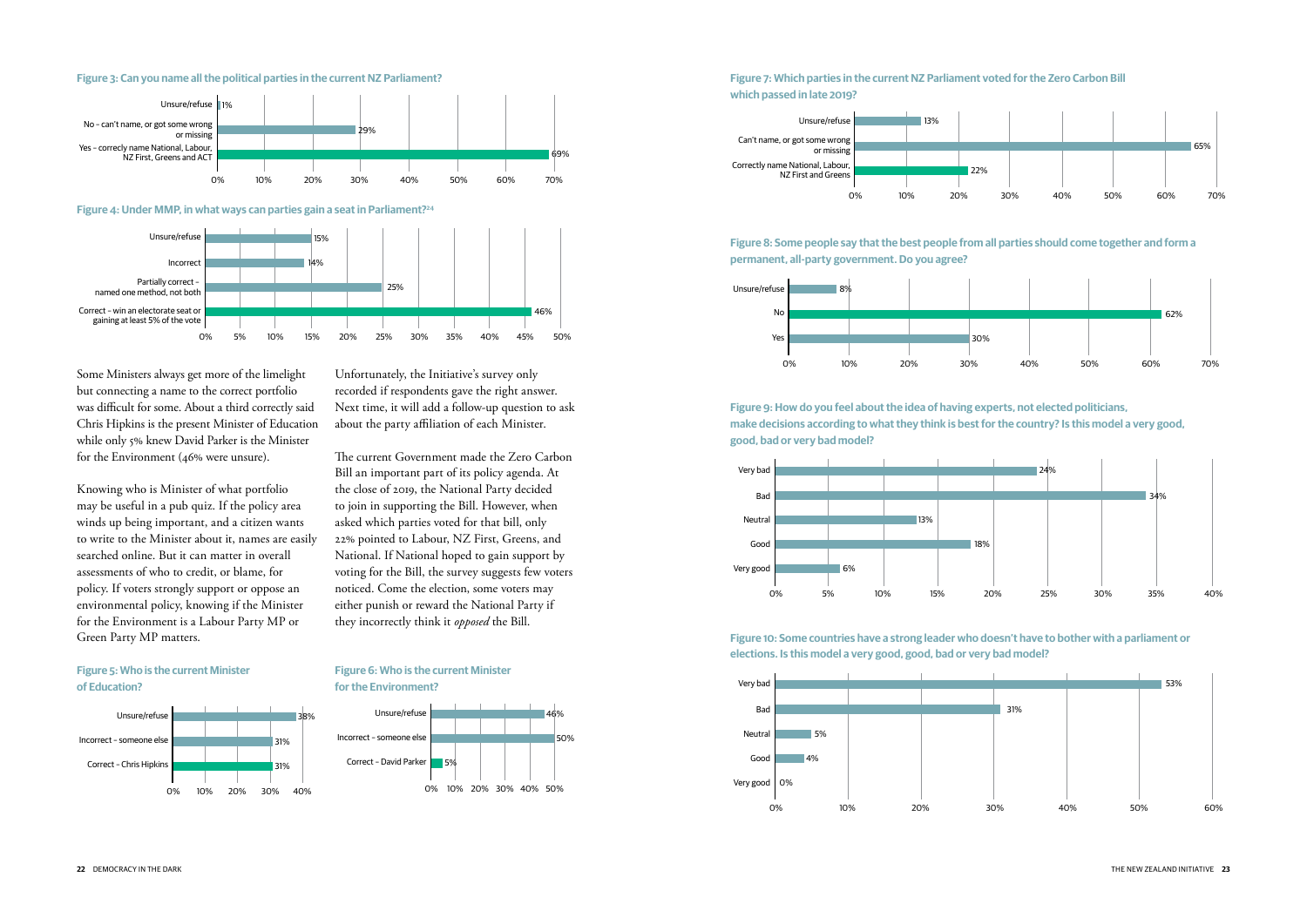**Figure 3: Can you name all the political parties in the current NZ Parliament?**

Unsure/refuse 1%
No – can't name, or got some wrong or missing 29%
Yes – correcly name National, Labour, NZ First, Greens and ACT 69%
0% 10% 20% 30% 40% 50% 60% 70%

**Figure 4: Under MMP, in what ways can parties gain a seat in Parliament?**[24]

Unsure/refuse 15%
Incorrect 14%
Partially correct – named one method, not both 25%
Correct – win an electorate seat or gaining at least 5% of the vote 46%
0% 5% 10% 15% 20% 25% 30% 35% 40% 45% 50%

Some Ministers always get more of the limelight but connecting a name to the correct portfolio was difficult for some. About a third correctly said Chris Hipkins is the present Minister of Education while only 5% knew David Parker is the Minister for the Environment (46% were unsure).

Knowing who is Minister of what portfolio may be useful in a pub quiz. If the policy area winds up being important, and a citizen wants to write to the Minister about it, names are easily searched online. But it can matter in overall assessments of who to credit, or blame, for policy. If voters strongly support or oppose an environmental policy, knowing if the Minister for the Environment is a Labour Party MP or Green Party MP matters.

Unfortunately, the Initiative's survey only recorded if respondents gave the right answer. Next time, it will add a follow-up question to ask about the party affiliation of each Minister.

The current Government made the Zero Carbon Bill an important part of its policy agenda. At the close of 2019, the National Party decided to join in supporting the Bill. However, when asked which parties voted for that bill, only 22% pointed to Labour, NZ First, Greens, and National. If National hoped to gain support by voting for the Bill, the survey suggests few voters noticed. Come the election, some voters may either punish or reward the National Party if they incorrectly think it *opposed* the Bill.

**Figure 5: Who is the current Minister of Education?**

Unsure/refuse 38%
Incorrect – someone else 31%
Correct – Chris Hipkins 31%
0% 10% 20% 30% 40%

**Figure 6: Who is the current Minister for the Environment?**

Unsure/refuse 46%
Incorrect – someone else 50%
Correct – David Parker 5%
0% 10% 20% 30% 40% 50%

**Figure 7: Which parties in the current NZ Parliament voted for the Zero Carbon Bill which passed in late 2019?**

Unsure/refuse 13%
Can't name, or got some wrong or missing 65%
Correctly name National, Labour, NZ First and Greens 22%
0% 10% 20% 30% 40% 50% 60% 70%

**Figure 8: Some people say that the best people from all parties should come together and form a permanent, all-party government. Do you agree?**

Unsure/refuse 8%
No 62%
Yes 30%
0% 10% 20% 30% 40% 50% 60% 70%

**Figure 9: How do you feel about the idea of having experts, not elected politicians, make decisions according to what they think is best for the country? Is this model a very good, good, bad or very bad model?**

Very bad 24%
Bad 34%
Neutral 13%
Good 18%
Very good 6%
0% 5% 10% 15% 20% 25% 30% 35% 40%

**Figure 10: Some countries have a strong leader who doesn't have to bother with a parliament or elections. Is this model a very good, good, bad or very bad model?**

Very bad 53%
Bad 31%
Neutral 5%
Good 4%
Very good 0%
0% 10% 20% 30% 40% 50% 60%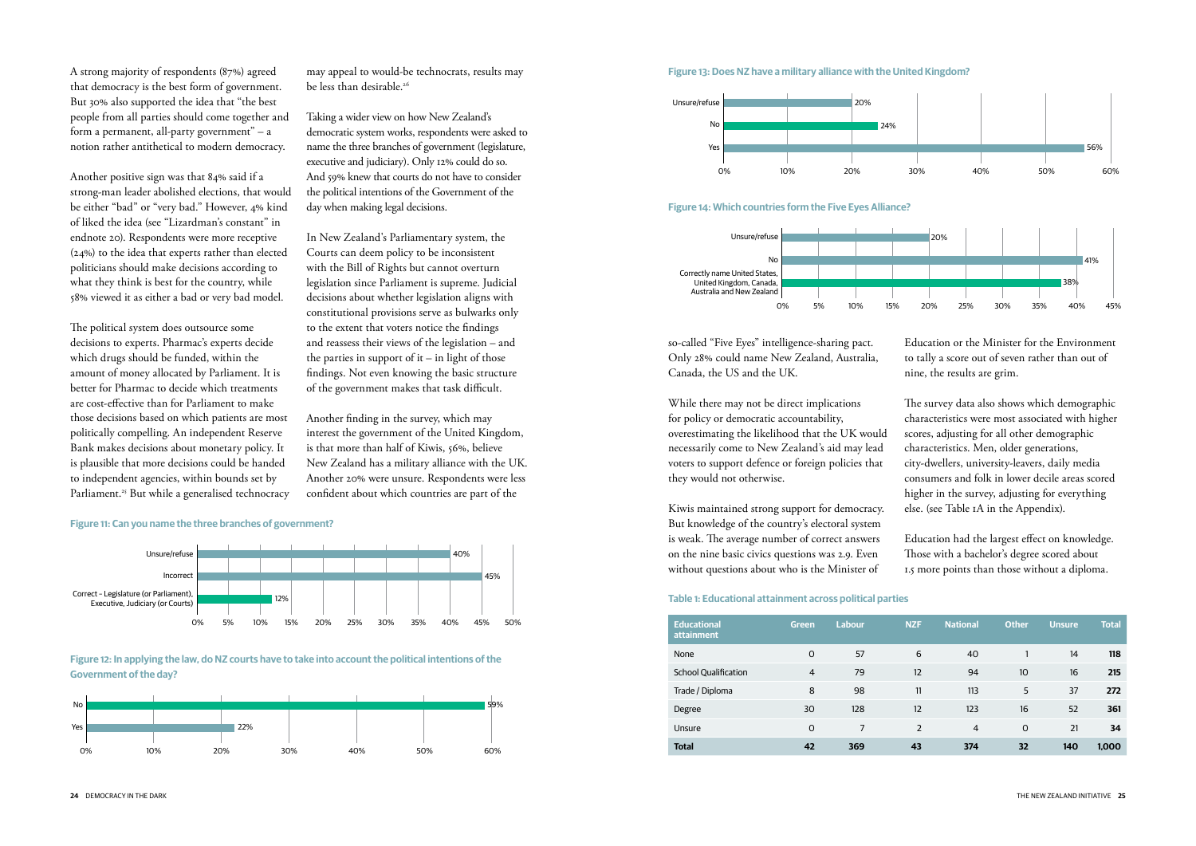A strong majority of respondents (87%) agreed that democracy is the best form of government. But 30% also supported the idea that "the best people from all parties should come together and form a permanent, all-party government" – a notion rather antithetical to modern democracy.

Another positive sign was that 84% said if a strong-man leader abolished elections, that would be either "bad" or "very bad." However, 4% kind of liked the idea (see "Lizardman's constant" in endnote 20). Respondents were more receptive (24%) to the idea that experts rather than elected politicians should make decisions according to what they think is best for the country, while 58% viewed it as either a bad or very bad model.

The political system does outsource some decisions to experts. Pharmac's experts decide which drugs should be funded, within the amount of money allocated by Parliament. It is better for Pharmac to decide which treatments are cost-effective than for Parliament to make those decisions based on which patients are most politically compelling. An independent Reserve Bank makes decisions about monetary policy. It is plausible that more decisions could be handed to independent agencies, within bounds set by Parliament.[25] But while a generalised technocracy may appeal to would-be technocrats, results may be less than desirable.[26]

Taking a wider view on how New Zealand's democratic system works, respondents were asked to name the three branches of government (legislature, executive and judiciary). Only 12% could do so. And 59% knew that courts do not have to consider the political intentions of the Government of the day when making legal decisions.

In New Zealand's Parliamentary system, the Courts can deem policy to be inconsistent with the Bill of Rights but cannot overturn legislation since Parliament is supreme. Judicial decisions about whether legislation aligns with constitutional provisions serve as bulwarks only to the extent that voters notice the findings and reassess their views of the legislation – and the parties in support of it – in light of those findings. Not even knowing the basic structure of the government makes that task difficult.

Another finding in the survey, which may interest the government of the United Kingdom, is that more than half of Kiwis, 56%, believe New Zealand has a military alliance with the UK. Another 20% were unsure. Respondents were less confident about which countries are part of the so-called "Five Eyes" intelligence-sharing pact. Only 28% could name New Zealand, Australia, Canada, the US and the UK.

**Figure 11: Can you name the three branches of government?**

Unsure/refuse 40%
Incorrect 45%
Correct – Legislature (or Parliament), Executive, Judiciary (or Courts) 12%
0% 5% 10% 15% 20% 25% 30% 35% 40% 45% 50%

**Figure 12: In applying the law, do NZ courts have to take into account the political intentions of the Government of the day?**

No 59%
Yes 22%
0% 10% 20% 30% 40% 50% 60%

**Figure 13: Does NZ have a military alliance with the United Kingdom?**

Unsure/refuse 20%
No 24%
Yes 56%
0% 10% 20% 30% 40% 50% 60%

**Figure 14: Which countries form the Five Eyes Alliance?**

Unsure/refuse 20%
No 41%
Correctly name United States, United Kingdom, Canada, Australia and New Zealand 38%
0% 5% 10% 15% 20% 25% 30% 35% 40% 45%

While there may not be direct implications for policy or democratic accountability, overestimating the likelihood that the UK would necessarily come to New Zealand's aid may lead voters to support defence or foreign policies that they would not otherwise.

Kiwis maintained strong support for democracy. But knowledge of the country's electoral system is weak. The average number of correct answers on the nine basic civics questions was 2.9. Even without questions about who is the Minister of Education or the Minister for the Environment to tally a score out of seven rather than out of nine, the results are grim.

The survey data also shows which demographic characteristics were most associated with higher scores, adjusting for all other demographic characteristics. Men, older generations, city-dwellers, university-leavers, daily media consumers and folk in lower decile areas scored higher in the survey, adjusting for everything else. (see Table 1A in the Appendix).

Education had the largest effect on knowledge. Those with a bachelor's degree scored about 1.5 more points than those without a diploma.

**Table 1: Educational attainment across political parties**

| Educational attainment | Green | Labour | NZF | National | Other | Unsure | Total |
|---|---|---|---|---|---|---|---|
| None | 0 | 57 | 6 | 40 | 1 | 14 | **118** |
| School Qualification | 4 | 79 | 12 | 94 | 10 | 16 | **215** |
| Trade / Diploma | 8 | 98 | 11 | 113 | 5 | 37 | **272** |
| Degree | 30 | 128 | 12 | 123 | 16 | 52 | **361** |
| Unsure | 0 | 7 | 2 | 4 | 0 | 21 | **34** |
| **Total** | **42** | **369** | **43** | **374** | **32** | **140** | **1,000** |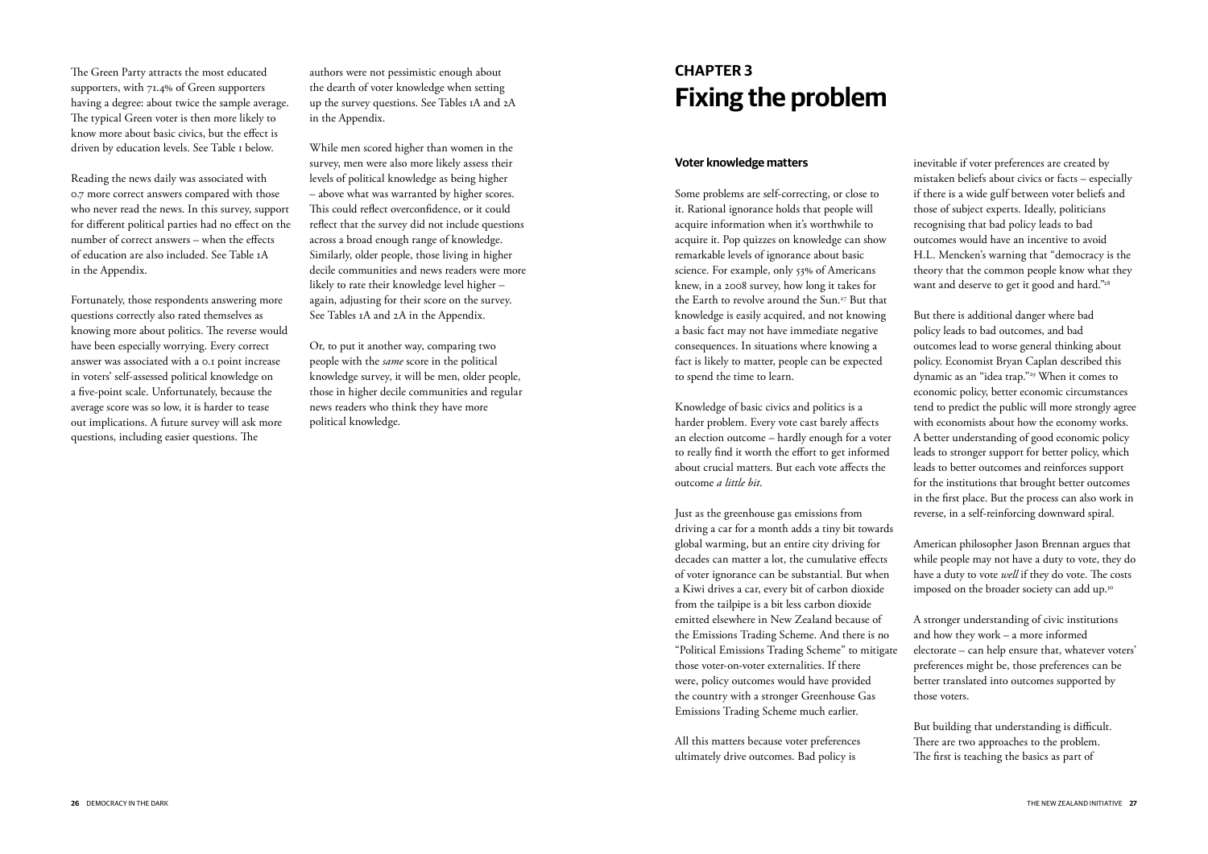The Green Party attracts the most educated supporters, with 71.4% of Green supporters having a degree: about twice the sample average. The typical Green voter is then more likely to know more about basic civics, but the effect is driven by education levels. See Table 1 below.

Reading the news daily was associated with 0.7 more correct answers compared with those who never read the news. In this survey, support for different political parties had no effect on the number of correct answers – when the effects of education are also included. See Table 1A in the Appendix.

Fortunately, those respondents answering more questions correctly also rated themselves as knowing more about politics. The reverse would have been especially worrying. Every correct answer was associated with a 0.1 point increase in voters' self-assessed political knowledge on a five-point scale. Unfortunately, because the average score was so low, it is harder to tease out implications. A future survey will ask more questions, including easier questions. The authors were not pessimistic enough about the dearth of voter knowledge when setting up the survey questions. See Tables 1A and 2A in the Appendix.

While men scored higher than women in the survey, men were also more likely assess their levels of political knowledge as being higher – above what was warranted by higher scores. This could reflect overconfidence, or it could reflect that the survey did not include questions across a broad enough range of knowledge. Similarly, older people, those living in higher decile communities and news readers were more likely to rate their knowledge level higher – again, adjusting for their score on the survey. See Tables 1A and 2A in the Appendix.

Or, to put it another way, comparing two people with the *same* score in the political knowledge survey, it will be men, older people, those in higher decile communities and regular news readers who think they have more political knowledge.

# CHAPTER 3
# Fixing the problem

### Voter knowledge matters

Some problems are self-correcting, or close to it. Rational ignorance holds that people will acquire information when it's worthwhile to acquire it. Pop quizzes on knowledge can show remarkable levels of ignorance about basic science. For example, only 53% of Americans knew, in a 2008 survey, how long it takes for the Earth to revolve around the Sun.[27] But that knowledge is easily acquired, and not knowing a basic fact may not have immediate negative consequences. In situations where knowing a fact is likely to matter, people can be expected to spend the time to learn.

Knowledge of basic civics and politics is a harder problem. Every vote cast barely affects an election outcome – hardly enough for a voter to really find it worth the effort to get informed about crucial matters. But each vote affects the outcome *a little bit*.

Just as the greenhouse gas emissions from driving a car for a month adds a tiny bit towards global warming, but an entire city driving for decades can matter a lot, the cumulative effects of voter ignorance can be substantial. But when a Kiwi drives a car, every bit of carbon dioxide from the tailpipe is a bit less carbon dioxide emitted elsewhere in New Zealand because of the Emissions Trading Scheme. And there is no "Political Emissions Trading Scheme" to mitigate those voter-on-voter externalities. If there were, policy outcomes would have provided the country with a stronger Greenhouse Gas Emissions Trading Scheme much earlier.

All this matters because voter preferences ultimately drive outcomes. Bad policy is inevitable if voter preferences are created by mistaken beliefs about civics or facts – especially if there is a wide gulf between voter beliefs and those of subject experts. Ideally, politicians recognising that bad policy leads to bad outcomes would have an incentive to avoid H.L. Mencken's warning that "democracy is the theory that the common people know what they want and deserve to get it good and hard."[28]

But there is additional danger where bad policy leads to bad outcomes, and bad outcomes lead to worse general thinking about policy. Economist Bryan Caplan described this dynamic as an "idea trap."[29] When it comes to economic policy, better economic circumstances tend to predict the public will more strongly agree with economists about how the economy works. A better understanding of good economic policy leads to stronger support for better policy, which leads to better outcomes and reinforces support for the institutions that brought better outcomes in the first place. But the process can also work in reverse, in a self-reinforcing downward spiral.

American philosopher Jason Brennan argues that while people may not have a duty to vote, they do have a duty to vote *well* if they do vote. The costs imposed on the broader society can add up.[30]

A stronger understanding of civic institutions and how they work – a more informed electorate – can help ensure that, whatever voters' preferences might be, those preferences can be better translated into outcomes supported by those voters.

But building that understanding is difficult. There are two approaches to the problem. The first is teaching the basics as part of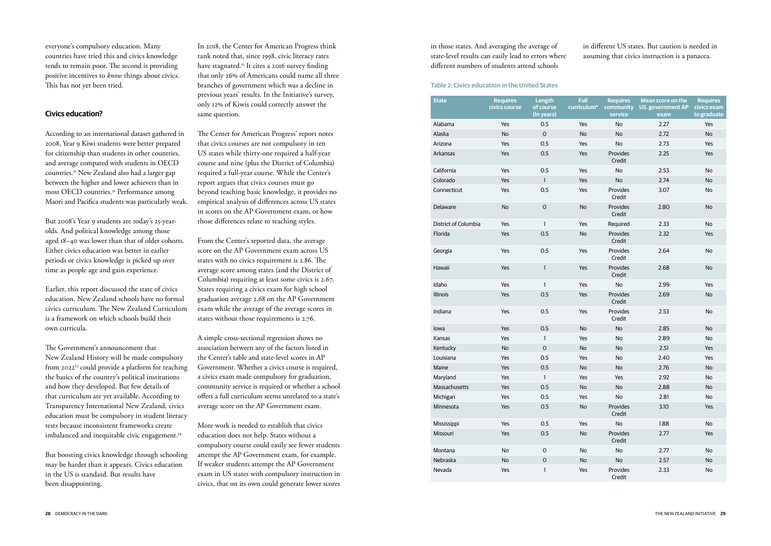everyone's compulsory education. Many countries have tried this and civics knowledge tends to remain poor. The second is providing positive incentives to *know* things about civics. This has not yet been tried.

## Civics education?

According to an international dataset gathered in 2008, Year 9 Kiwi students were better prepared for citizenship than students in other countries, and average compared with students in OECD countries.[31] New Zealand also had a larger gap between the higher and lower achievers than in most OECD countries.[32] Performance among Maori and Pacifica students was particularly weak.

But 2008's Year 9 students are today's 25-year-olds. And political knowledge among those aged 18–40 was lower than that of older cohorts. Either civics education was better in earlier periods or civics knowledge is picked up over time as people age and gain experience.

Earlier, this report discussed the state of civics education. New Zealand schools have no formal civics curriculum. The New Zealand Curriculum is a framework on which schools build their own curricula.

The Government's announcement that New Zealand History will be made compulsory from 2022[33] could provide a platform for teaching the basics of the country's political institutions and how they developed. But few details of that curriculum are yet available. According to Transparency International New Zealand, civics education must be compulsory in student literacy tests because inconsistent frameworks create imbalanced and inequitable civic engagement.[34]

But boosting civics knowledge through schooling may be harder than it appears. Civics education in the US is standard. But results have been disappointing.

In 2018, the Center for American Progress think tank noted that, since 1998, civic literacy rates have stagnated.[35] It cites a 2016 survey finding that only 26% of Americans could name all three branches of government which was a decline in previous years' results. In the Initiative's survey, only 12% of Kiwis could correctly answer the same question.

The Center for American Progress' report notes that civics courses are not compulsory in ten US states while thirty-one required a half-year course and nine (plus the District of Columbia) required a full-year course. While the Center's report argues that civics courses must go beyond teaching basic knowledge, it provides no empirical analysis of differences across US states in scores on the AP Government exam, or how those differences relate to teaching styles.

From the Center's reported data, the average score on the AP Government exam across US states with no civics requirement is 2.86. The average score among states (and the District of Columbia) requiring at least some civics is 2.67. States requiring a civics exam for high school graduation average 2.68 on the AP Government exam while the average of the average scores in states without those requirements is 2.76.

A simple cross-sectional regression shows no association between any of the factors listed in the Center's table and state-level scores in AP Government. Whether a civics course is required, a civics exam made compulsory for graduation, community service is required or whether a school offers a full curriculum seems unrelated to a state's average score on the AP Government exam.

More work is needed to establish that civics education does not help. States without a compulsory course could easily see fewer students attempt the AP Government exam, for example. If weaker students attempt the AP Government exam in US states with compulsory instruction in civics, that on its own could generate lower scores in those states. And averaging the average of state-level results can easily lead to errors where different numbers of students attend schools in different US states. But caution is needed in assuming that civics instruction is a panacea.

**Table 2: Civics education in the United States**

| State | Requires civics course | Length of course (In years) | Full curriculum* | Requires community service | Mean score on the US. government AP exam | Requires civics exam to graduate |
|---|---|---|---|---|---|---|
| Alabama | Yes | 0.5 | Yes | No | 2.27 | Yes |
| Alaska | No | 0 | No | No | 2.72 | No |
| Arizona | Yes | 0.5 | Yes | No | 2.73 | Yes |
| Arkansas | Yes | 0.5 | Yes | Provides Credit | 2.25 | Yes |
| California | Yes | 0.5 | Yes | No | 2.53 | No |
| Colorado | Yes | 1 | Yes | No | 2.74 | No |
| Connecticut | Yes | 0.5 | Yes | Provides Credit | 3.07 | No |
| Delaware | No | 0 | No | Provides Credit | 2.80 | No |
| District of Columbia | Yes | 1 | Yes | Required | 2.33 | No |
| Florida | Yes | 0.5 | No | Provides Credit | 2.32 | Yes |
| Georgia | Yes | 0.5 | Yes | Provides Credit | 2.64 | No |
| Hawaii | Yes | 1 | Yes | Provides Credit | 2.68 | No |
| Idaho | Yes | 1 | Yes | No | 2.99 | Yes |
| Illinois | Yes | 0.5 | Yes | Provides Credit | 2.69 | No |
| Indiana | Yes | 0.5 | Yes | Provides Credit | 2.53 | No |
| Iowa | Yes | 0.5 | No | No | 2.85 | No |
| Kansas | Yes | 1 | Yes | No | 2.89 | No |
| Kentucky | No | 0 | No | No | 2.51 | Yes |
| Louisiana | Yes | 0.5 | Yes | No | 2.40 | Yes |
| Maine | Yes | 0.5 | No | No | 2.76 | No |
| Maryland | Yes | 1 | Yes | Yes | 2.92 | No |
| Massachusetts | Yes | 0.5 | No | No | 2.88 | No |
| Michigan | Yes | 0.5 | Yes | No | 2.81 | No |
| Minnesota | Yes | 0.5 | No | Provides Credit | 3.10 | Yes |
| Mississippi | Yes | 0.5 | Yes | No | 1.88 | No |
| Missouri | Yes | 0.5 | No | Provides Credit | 2.77 | Yes |
| Montana | No | 0 | No | No | 2.77 | No |
| Nebraska | No | 0 | No | No | 2.57 | No |
| Nevada | Yes | 1 | Yes | Provides Credit | 2.33 | No |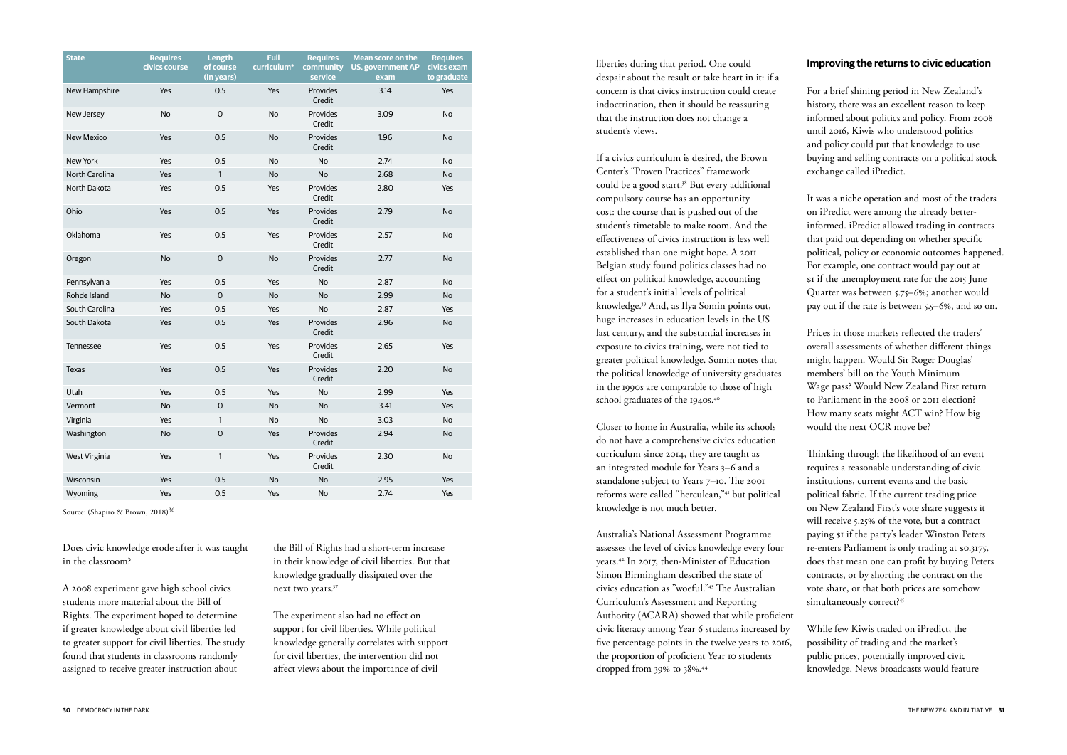| State | Requires civics course | Length of course (in years) | Full curriculum* | Requires community service | Mean score on the US. government AP exam | Requires civics exam to graduate |
|---|---|---|---|---|---|---|
| New Hampshire | Yes | 0.5 | Yes | Provides Credit | 3.14 | Yes |
| New Jersey | No | 0 | No | Provides Credit | 3.09 | No |
| New Mexico | Yes | 0.5 | No | Provides Credit | 1.96 | No |
| New York | Yes | 0.5 | No | No | 2.74 | No |
| North Carolina | Yes | 1 | No | No | 2.68 | No |
| North Dakota | Yes | 0.5 | Yes | Provides Credit | 2.80 | Yes |
| Ohio | Yes | 0.5 | Yes | Provides Credit | 2.79 | No |
| Oklahoma | Yes | 0.5 | Yes | Provides Credit | 2.57 | No |
| Oregon | No | 0 | No | Provides Credit | 2.77 | No |
| Pennsylvania | Yes | 0.5 | Yes | No | 2.87 | No |
| Rohde Island | No | 0 | No | No | 2.99 | No |
| South Carolina | Yes | 0.5 | Yes | No | 2.87 | Yes |
| South Dakota | Yes | 0.5 | Yes | Provides Credit | 2.96 | No |
| Tennessee | Yes | 0.5 | Yes | Provides Credit | 2.65 | Yes |
| Texas | Yes | 0.5 | Yes | Provides Credit | 2.20 | No |
| Utah | Yes | 0.5 | Yes | No | 2.99 | Yes |
| Vermont | No | 0 | No | No | 3.41 | Yes |
| Virginia | Yes | 1 | No | No | 3.03 | No |
| Washington | No | 0 | Yes | Provides Credit | 2.94 | No |
| West Virginia | Yes | 1 | Yes | Provides Credit | 2.30 | No |
| Wisconsin | Yes | 0.5 | No | No | 2.95 | Yes |
| Wyoming | Yes | 0.5 | Yes | No | 2.74 | Yes |

Source: (Shapiro & Brown, 2018)[36]

Does civic knowledge erode after it was taught in the classroom?

A 2008 experiment gave high school civics students more material about the Bill of Rights. The experiment hoped to determine if greater knowledge about civil liberties led to greater support for civil liberties. The study found that students in classrooms randomly assigned to receive greater instruction about the Bill of Rights had a short-term increase in their knowledge of civil liberties. But that knowledge gradually dissipated over the next two years.[37]

The experiment also had no effect on support for civil liberties. While political knowledge generally correlates with support for civil liberties, the intervention did not affect views about the importance of civil liberties during that period. One could despair about the result or take heart in it: if a concern is that civics instruction could create indoctrination, then it should be reassuring that the instruction does not change a student's views.

If a civics curriculum is desired, the Brown Center's "Proven Practices" framework could be a good start.[38] But every additional compulsory course has an opportunity cost: the course that is pushed out of the student's timetable to make room. And the effectiveness of civics instruction is less well established than one might hope. A 2011 Belgian study found politics classes had no effect on political knowledge, accounting for a student's initial levels of political knowledge.[39] And, as Ilya Somin points out, huge increases in education levels in the US last century, and the substantial increases in exposure to civics training, were not tied to greater political knowledge. Somin notes that the political knowledge of university graduates in the 1990s are comparable to those of high school graduates of the 1940s.[40]

Closer to home in Australia, while its schools do not have a comprehensive civics education curriculum since 2014, they are taught as an integrated module for Years 3–6 and a standalone subject to Years 7–10. The 2001 reforms were called "herculean,"[41] but political knowledge is not much better.

Australia's National Assessment Programme assesses the level of civics knowledge every four years.[42] In 2017, then-Minister of Education Simon Birmingham described the state of civics education as "woeful."[43] The Australian Curriculum's Assessment and Reporting Authority (ACARA) showed that while proficient civic literacy among Year 6 students increased by five percentage points in the twelve years to 2016, the proportion of proficient Year 10 students dropped from 39% to 38%.[44]

## Improving the returns to civic education

For a brief shining period in New Zealand's history, there was an excellent reason to keep informed about politics and policy. From 2008 until 2016, Kiwis who understood politics and policy could put that knowledge to use buying and selling contracts on a political stock exchange called iPredict.

It was a niche operation and most of the traders on iPredict were among the already better-informed. iPredict allowed trading in contracts that paid out depending on whether specific political, policy or economic outcomes happened. For example, one contract would pay out at $1 if the unemployment rate for the 2015 June Quarter was between 5.75–6%; another would pay out if the rate is between 5.5–6%, and so on.

Prices in those markets reflected the traders' overall assessments of whether different things might happen. Would Sir Roger Douglas' members' bill on the Youth Minimum Wage pass? Would New Zealand First return to Parliament in the 2008 or 2011 election? How many seats might ACT win? How big would the next OCR move be?

Thinking through the likelihood of an event requires a reasonable understanding of civic institutions, current events and the basic political fabric. If the current trading price on New Zealand First's vote share suggests it will receive 5.25% of the vote, but a contract paying $1 if the party's leader Winston Peters re-enters Parliament is only trading at $0.3175, does that mean one can profit by buying Peters contracts, or by shorting the contract on the vote share, or that both prices are somehow simultaneously correct?[45]

While few Kiwis traded on iPredict, the possibility of trading and the market's public prices, potentially improved civic knowledge. News broadcasts would feature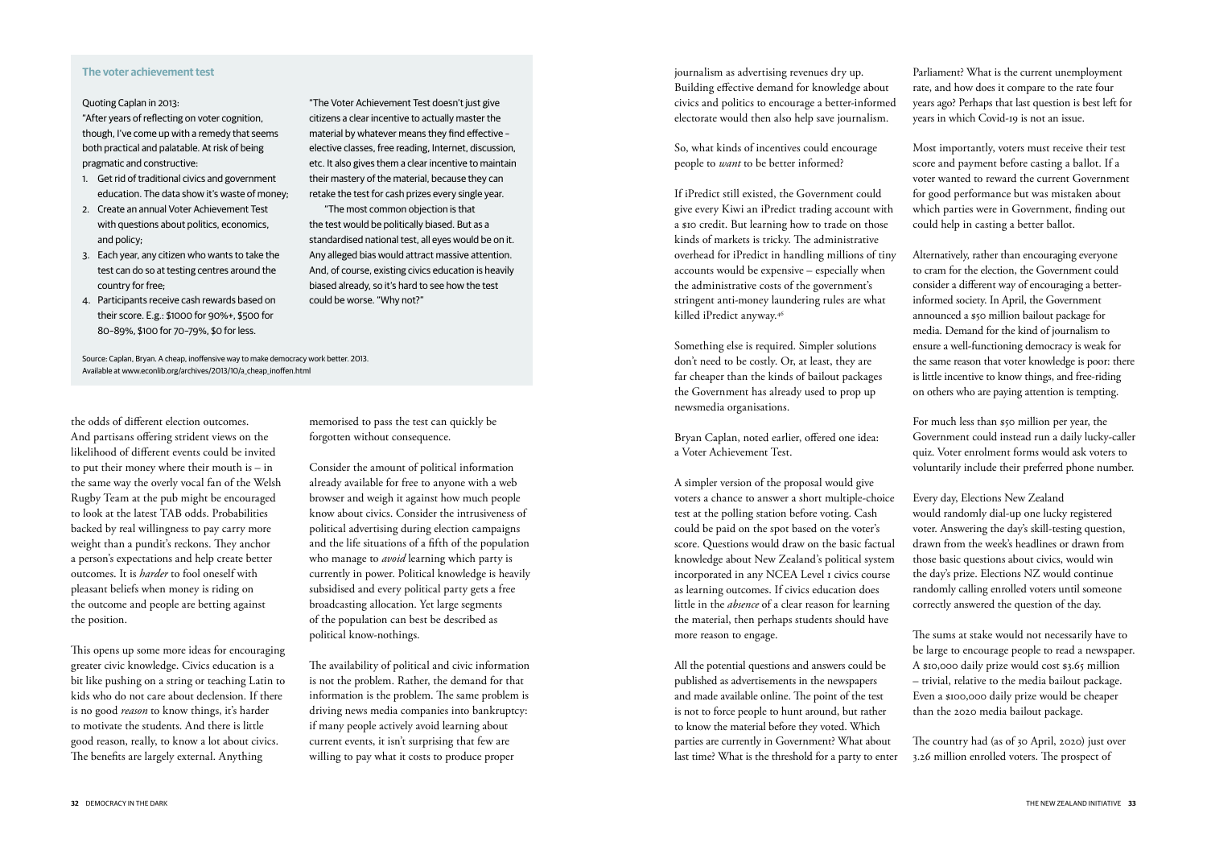## The voter achievement test

Quoting Caplan in 2013:

"After years of reflecting on voter cognition, though, I've come up with a remedy that seems both practical and palatable. At risk of being pragmatic and constructive:

1. Get rid of traditional civics and government education. The data show it's waste of money;
2. Create an annual Voter Achievement Test with questions about politics, economics, and policy;
3. Each year, any citizen who wants to take the test can do so at testing centres around the country for free;
4. Participants receive cash rewards based on their score. E.g.: $1000 for 90%+, $500 for 80–89%, $100 for 70–79%, $0 for less.

"The Voter Achievement Test doesn't just give citizens a clear incentive to actually master the material by whatever means they find effective – elective classes, free reading, Internet, discussion, etc. It also gives them a clear incentive to maintain their mastery of the material, because they can retake the test for cash prizes every single year.

"The most common objection is that the test would be politically biased. But as a standardised national test, all eyes would be on it. Any alleged bias would attract massive attention. And, of course, existing civics education is heavily biased already, so it's hard to see how the test could be worse. "Why not?"

Source: Caplan, Bryan. A cheap, inoffensive way to make democracy work better. 2013. Available at www.econlib.org/archives/2013/10/a_cheap_inoffen.html

the odds of different election outcomes. And partisans offering strident views on the likelihood of different events could be invited to put their money where their mouth is – in the same way the overly vocal fan of the Welsh Rugby Team at the pub might be encouraged to look at the latest TAB odds. Probabilities backed by real willingness to pay carry more weight than a pundit's reckons. They anchor a person's expectations and help create better outcomes. It is *harder* to fool oneself with pleasant beliefs when money is riding on the outcome and people are betting against the position.

This opens up some more ideas for encouraging greater civic knowledge. Civics education is a bit like pushing on a string or teaching Latin to kids who do not care about declension. If there is no good *reason* to know things, it's harder to motivate the students. And there is little good reason, really, to know a lot about civics. The benefits are largely external. Anything memorised to pass the test can quickly be forgotten without consequence.

Consider the amount of political information already available for free to anyone with a web browser and weigh it against how much people know about civics. Consider the intrusiveness of political advertising during election campaigns and the life situations of a fifth of the population who manage to *avoid* learning which party is currently in power. Political knowledge is heavily subsidised and every political party gets a free broadcasting allocation. Yet large segments of the population can best be described as political know-nothings.

The availability of political and civic information is not the problem. Rather, the demand for that information is the problem. The same problem is driving news media companies into bankruptcy: if many people actively avoid learning about current events, it isn't surprising that few are willing to pay what it costs to produce proper journalism as advertising revenues dry up. Building effective demand for knowledge about civics and politics to encourage a better-informed electorate would then also help save journalism.

So, what kinds of incentives could encourage people to *want* to be better informed?

If iPredict still existed, the Government could give every Kiwi an iPredict trading account with a $10 credit. But learning how to trade on those kinds of markets is tricky. The administrative overhead for iPredict in handling millions of tiny accounts would be expensive – especially when the administrative costs of the government's stringent anti-money laundering rules are what killed iPredict anyway.[46]

Something else is required. Simpler solutions don't need to be costly. Or, at least, they are far cheaper than the kinds of bailout packages the Government has already used to prop up newsmedia organisations.

Bryan Caplan, noted earlier, offered one idea: a Voter Achievement Test.

A simpler version of the proposal would give voters a chance to answer a short multiple-choice test at the polling station before voting. Cash could be paid on the spot based on the voter's score. Questions would draw on the basic factual knowledge about New Zealand's political system incorporated in any NCEA Level 1 civics course as learning outcomes. If civics education does little in the *absence* of a clear reason for learning the material, then perhaps students should have more reason to engage.

All the potential questions and answers could be published as advertisements in the newspapers and made available online. The point of the test is not to force people to hunt around, but rather to know the material before they voted. Which parties are currently in Government? What about last time? What is the threshold for a party to enter Parliament? What is the current unemployment rate, and how does it compare to the rate four years ago? Perhaps that last question is best left for years in which Covid-19 is not an issue.

Most importantly, voters must receive their test score and payment before casting a ballot. If a voter wanted to reward the current Government for good performance but was mistaken about which parties were in Government, finding out could help in casting a better ballot.

Alternatively, rather than encouraging everyone to cram for the election, the Government could consider a different way of encouraging a better-informed society. In April, the Government announced a $50 million bailout package for media. Demand for the kind of journalism to ensure a well-functioning democracy is weak for the same reason that voter knowledge is poor: there is little incentive to know things, and free-riding on others who are paying attention is tempting.

For much less than $50 million per year, the Government could instead run a daily lucky-caller quiz. Voter enrolment forms would ask voters to voluntarily include their preferred phone number.

Every day, Elections New Zealand would randomly dial-up one lucky registered voter. Answering the day's skill-testing question, drawn from the week's headlines or drawn from those basic questions about civics, would win the day's prize. Elections NZ would continue randomly calling enrolled voters until someone correctly answered the question of the day.

The sums at stake would not necessarily have to be large to encourage people to read a newspaper. A $10,000 daily prize would cost $3.65 million – trivial, relative to the media bailout package. Even a $100,000 daily prize would be cheaper than the 2020 media bailout package.

The country had (as of 30 April, 2020) just over 3.26 million enrolled voters. The prospect of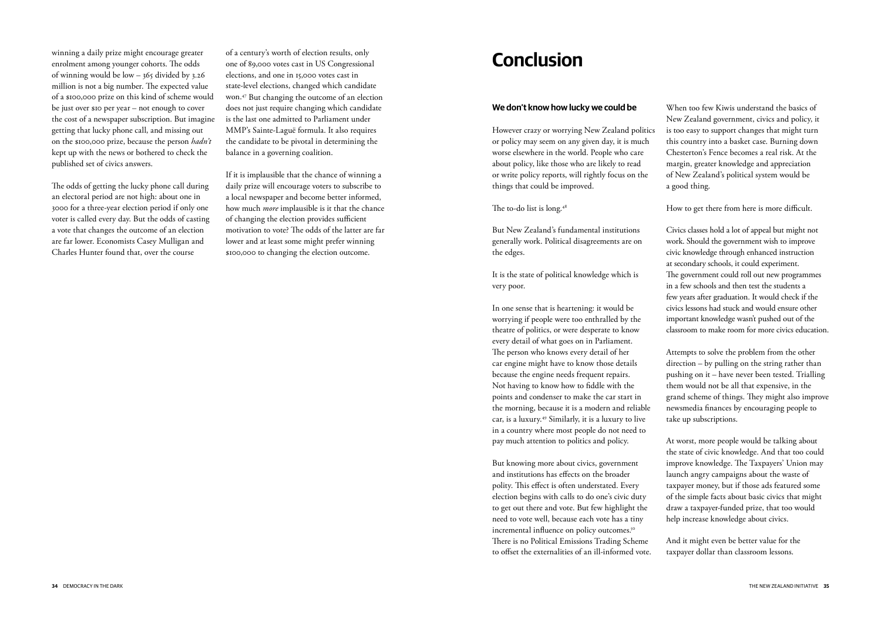winning a daily prize might encourage greater enrolment among younger cohorts. The odds of winning would be low – 365 divided by 3.26 million is not a big number. The expected value of a $100,000 prize on this kind of scheme would be just over $10 per year – not enough to cover the cost of a newspaper subscription. But imagine getting that lucky phone call, and missing out on the $100,000 prize, because the person *hadn't* kept up with the news or bothered to check the published set of civics answers.

The odds of getting the lucky phone call during an electoral period are not high: about one in 3000 for a three-year election period if only one voter is called every day. But the odds of casting a vote that changes the outcome of an election are far lower. Economists Casey Mulligan and Charles Hunter found that, over the course of a century's worth of election results, only one of 89,000 votes cast in US Congressional elections, and one in 15,000 votes cast in state-level elections, changed which candidate won.[47] But changing the outcome of an election does not just require changing which candidate is the last one admitted to Parliament under MMP's Sainte-Laguë formula. It also requires the candidate to be pivotal in determining the balance in a governing coalition.

If it is implausible that the chance of winning a daily prize will encourage voters to subscribe to a local newspaper and become better informed, how much *more* implausible is it that the chance of changing the election provides sufficient motivation to vote? The odds of the latter are far lower and at least some might prefer winning $100,000 to changing the election outcome.

# Conclusion

### We don't know how lucky we could be

However crazy or worrying New Zealand politics or policy may seem on any given day, it is much worse elsewhere in the world. People who care about policy, like those who are likely to read or write policy reports, will rightly focus on the things that could be improved.

The to-do list is long.[48]

But New Zealand's fundamental institutions generally work. Political disagreements are on the edges.

It is the state of political knowledge which is very poor.

In one sense that is heartening: it would be worrying if people were too enthralled by the theatre of politics, or were desperate to know every detail of what goes on in Parliament. The person who knows every detail of her car engine might have to know those details because the engine needs frequent repairs. Not having to know how to fiddle with the points and condenser to make the car start in the morning, because it is a modern and reliable car, is a luxury.[49] Similarly, it is a luxury to live in a country where most people do not need to pay much attention to politics and policy.

But knowing more about civics, government and institutions has effects on the broader polity. This effect is often understated. Every election begins with calls to do one's civic duty to get out there and vote. But few highlight the need to vote well, because each vote has a tiny incremental influence on policy outcomes.[50] There is no Political Emissions Trading Scheme to offset the externalities of an ill-informed vote.

When too few Kiwis understand the basics of New Zealand government, civics and policy, it is too easy to support changes that might turn this country into a basket case. Burning down Chesterton's Fence becomes a real risk. At the margin, greater knowledge and appreciation of New Zealand's political system would be a good thing.

How to get there from here is more difficult.

Civics classes hold a lot of appeal but might not work. Should the government wish to improve civic knowledge through enhanced instruction at secondary schools, it could experiment. The government could roll out new programmes in a few schools and then test the students a few years after graduation. It would check if the civics lessons had stuck and would ensure other important knowledge wasn't pushed out of the classroom to make room for more civics education.

Attempts to solve the problem from the other direction – by pulling on the string rather than pushing on it – have never been tested. Trialling them would not be all that expensive, in the grand scheme of things. They might also improve newsmedia finances by encouraging people to take up subscriptions.

At worst, more people would be talking about the state of civic knowledge. And that too could improve knowledge. The Taxpayers' Union may launch angry campaigns about the waste of taxpayer money, but if those ads featured some of the simple facts about basic civics that might draw a taxpayer-funded prize, that too would help increase knowledge about civics.

And it might even be better value for the taxpayer dollar than classroom lessons.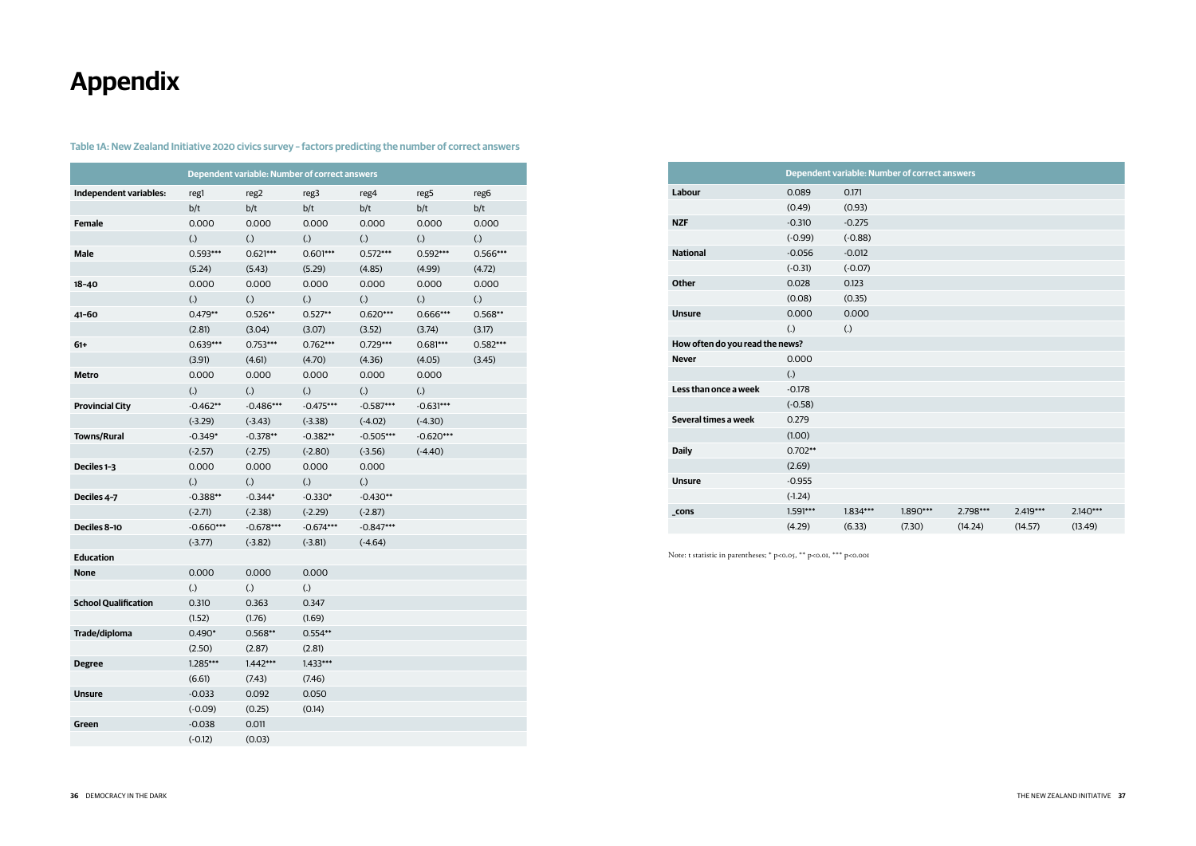# Appendix

**Table 1A: New Zealand Initiative 2020 civics survey – factors predicting the number of correct answers**

| | Dependent variable: Number of correct answers | | | | | |
|---|---|---|---|---|---|---|
| **Independent variables:** | reg1 | reg2 | reg3 | reg4 | reg5 | reg6 |
| | b/t | b/t | b/t | b/t | b/t | b/t |
| **Female** | 0.000 | 0.000 | 0.000 | 0.000 | 0.000 | 0.000 |
| | (.) | (.) | (.) | (.) | (.) | (.) |
| **Male** | 0.593*** | 0.621*** | 0.601*** | 0.572*** | 0.592*** | 0.566*** |
| | (5.24) | (5.43) | (5.29) | (4.85) | (4.99) | (4.72) |
| **18–40** | 0.000 | 0.000 | 0.000 | 0.000 | 0.000 | 0.000 |
| | (.) | (.) | (.) | (.) | (.) | (.) |
| **41–60** | 0.479** | 0.526** | 0.527** | 0.620*** | 0.666*** | 0.568** |
| | (2.81) | (3.04) | (3.07) | (3.52) | (3.74) | (3.17) |
| **61+** | 0.639*** | 0.753*** | 0.762*** | 0.729*** | 0.681*** | 0.582*** |
| | (3.91) | (4.61) | (4.70) | (4.36) | (4.05) | (3.45) |
| **Metro** | 0.000 | 0.000 | 0.000 | 0.000 | 0.000 | |
| | (.) | (.) | (.) | (.) | (.) | |
| **Provincial City** | -0.462** | -0.486*** | -0.475*** | -0.587*** | -0.631*** | |
| | (-3.29) | (-3.43) | (-3.38) | (-4.02) | (-4.30) | |
| **Towns/Rural** | -0.349* | -0.378** | -0.382** | -0.505*** | -0.620*** | |
| | (-2.57) | (-2.75) | (-2.80) | (-3.56) | (-4.40) | |
| **Deciles 1–3** | 0.000 | 0.000 | 0.000 | 0.000 | | |
| | (.) | (.) | (.) | (.) | | |
| **Deciles 4-7** | -0.388** | -0.344* | -0.330* | -0.430** | | |
| | (-2.71) | (-2.38) | (-2.29) | (-2.87) | | |
| **Deciles 8–10** | -0.660*** | -0.678*** | -0.674*** | -0.847*** | | |
| | (-3.77) | (-3.82) | (-3.81) | (-4.64) | | |
| **Education** | | | | | | |
| **None** | 0.000 | 0.000 | 0.000 | | | |
| | (.) | (.) | (.) | | | |
| **School Qualification** | 0.310 | 0.363 | 0.347 | | | |
| | (1.52) | (1.76) | (1.69) | | | |
| **Trade/diploma** | 0.490* | 0.568** | 0.554** | | | |
| | (2.50) | (2.87) | (2.81) | | | |
| **Degree** | 1.285*** | 1.442*** | 1.433*** | | | |
| | (6.61) | (7.43) | (7.46) | | | |
| **Unsure** | -0.033 | 0.092 | 0.050 | | | |
| | (-0.09) | (0.25) | (0.14) | | | |
| **Green** | -0.038 | 0.011 | | | | |
| | (-0.12) | (0.03) | | | | |
| **Labour** | 0.089 | 0.171 | | | | |
| | (0.49) | (0.93) | | | | |
| **NZF** | -0.310 | -0.275 | | | | |
| | (-0.99) | (-0.88) | | | | |
| **National** | -0.056 | -0.012 | | | | |
| | (-0.31) | (-0.07) | | | | |
| **Other** | 0.028 | 0.123 | | | | |
| | (0.08) | (0.35) | | | | |
| **Unsure** | 0.000 | 0.000 | | | | |
| | (.) | (.) | | | | |
| **How often do you read the news?** | | | | | | |
| **Never** | 0.000 | | | | | |
| | (.) | | | | | |
| **Less than once a week** | -0.178 | | | | | |
| | (-0.58) | | | | | |
| **Several times a week** | 0.279 | | | | | |
| | (1.00) | | | | | |
| **Daily** | 0.702** | | | | | |
| | (2.69) | | | | | |
| **Unsure** | -0.955 | | | | | |
| | (-1.24) | | | | | |
| **_cons** | 1.591*** | 1.834*** | 1.890*** | 2.798*** | 2.419*** | 2.140*** |
| | (4.29) | (6.33) | (7.30) | (14.24) | (14.57) | (13.49) |

Note: t statistic in parentheses; * p<0.05, ** p<0.01, *** p<0.001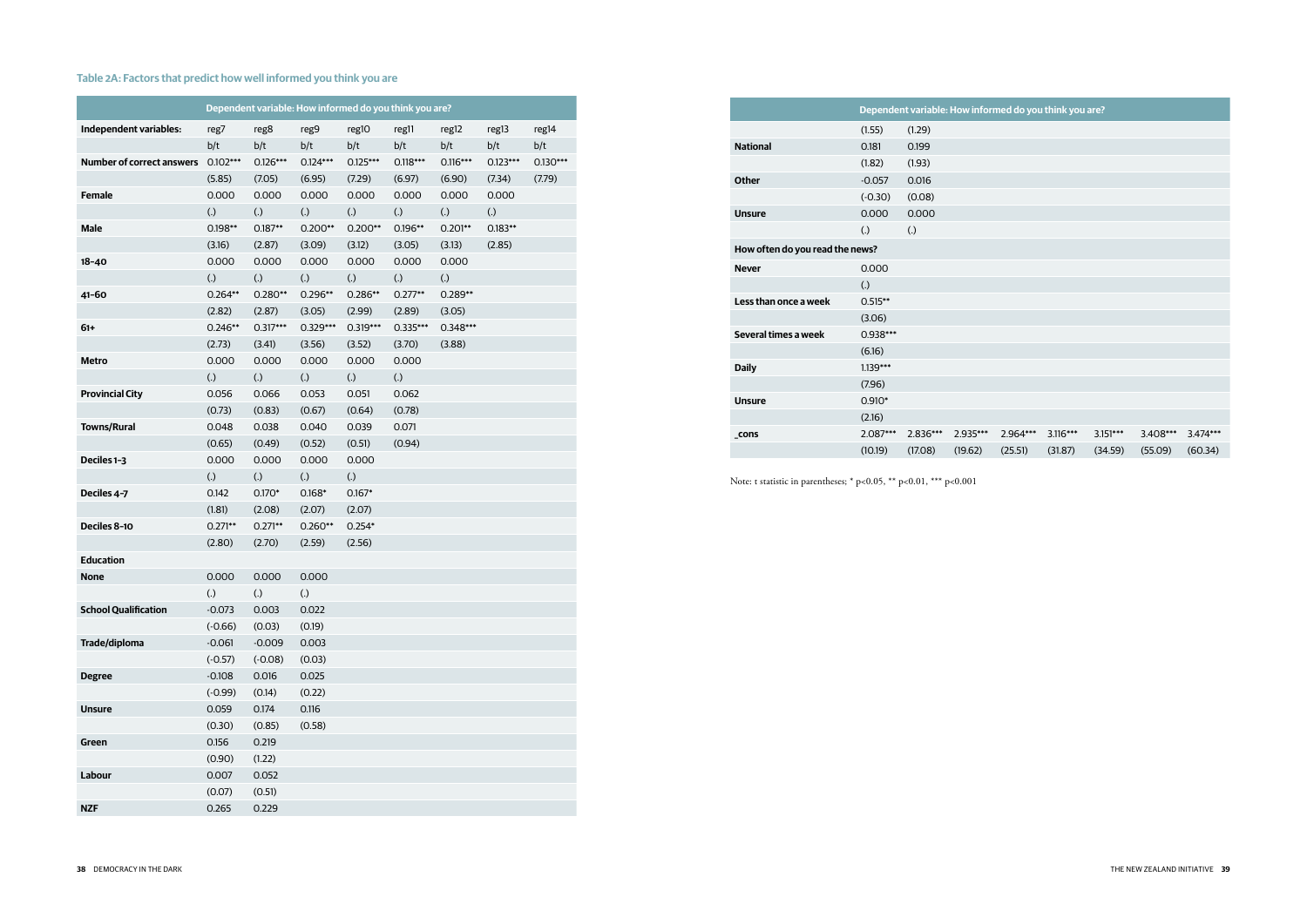**Table 2A: Factors that predict how well informed you think you are**

| | Dependent variable: How informed do you think you are? | | | | | | | |
|---|---|---|---|---|---|---|---|---|
| **Independent variables:** | reg7 | reg8 | reg9 | reg10 | reg11 | reg12 | reg13 | reg14 |
| | b/t | b/t | b/t | b/t | b/t | b/t | b/t | b/t |
| **Number of correct answers** | 0.102*** | 0.126*** | 0.124*** | 0.125*** | 0.118*** | 0.116*** | 0.123*** | 0.130*** |
| | (5.85) | (7.05) | (6.95) | (7.29) | (6.97) | (6.90) | (7.34) | (7.79) |
| **Female** | 0.000 | 0.000 | 0.000 | 0.000 | 0.000 | 0.000 | 0.000 | |
| | (.) | (.) | (.) | (.) | (.) | (.) | (.) | |
| **Male** | 0.198** | 0.187** | 0.200** | 0.200** | 0.196** | 0.201** | 0.183** | |
| | (3.16) | (2.87) | (3.09) | (3.12) | (3.05) | (3.13) | (2.85) | |
| **18–40** | 0.000 | 0.000 | 0.000 | 0.000 | 0.000 | 0.000 | | |
| | (.) | (.) | (.) | (.) | (.) | (.) | | |
| **41–60** | 0.264** | 0.280** | 0.296** | 0.286** | 0.277** | 0.289** | | |
| | (2.82) | (2.87) | (3.05) | (2.99) | (2.89) | (3.05) | | |
| **61+** | 0.246** | 0.317*** | 0.329*** | 0.319*** | 0.335*** | 0.348*** | | |
| | (2.73) | (3.41) | (3.56) | (3.52) | (3.70) | (3.88) | | |
| **Metro** | 0.000 | 0.000 | 0.000 | 0.000 | 0.000 | | | |
| | (.) | (.) | (.) | (.) | (.) | | | |
| **Provincial City** | 0.056 | 0.066 | 0.053 | 0.051 | 0.062 | | | |
| | (0.73) | (0.83) | (0.67) | (0.64) | (0.78) | | | |
| **Towns/Rural** | 0.048 | 0.038 | 0.040 | 0.039 | 0.071 | | | |
| | (0.65) | (0.49) | (0.52) | (0.51) | (0.94) | | | |
| **Deciles 1–3** | 0.000 | 0.000 | 0.000 | 0.000 | | | | |
| | (.) | (.) | (.) | (.) | | | | |
| **Deciles 4-7** | 0.142 | 0.170* | 0.168* | 0.167* | | | | |
| | (1.81) | (2.08) | (2.07) | (2.07) | | | | |
| **Deciles 8–10** | 0.271** | 0.271** | 0.260** | 0.254* | | | | |
| | (2.80) | (2.70) | (2.59) | (2.56) | | | | |
| **Education** | | | | | | | | |
| **None** | 0.000 | 0.000 | 0.000 | | | | | |
| | (.) | (.) | (.) | | | | | |
| **School Qualification** | -0.073 | 0.003 | 0.022 | | | | | |
| | (-0.66) | (0.03) | (0.19) | | | | | |
| **Trade/diploma** | -0.061 | -0.009 | 0.003 | | | | | |
| | (-0.57) | (-0.08) | (0.03) | | | | | |
| **Degree** | -0.108 | 0.016 | 0.025 | | | | | |
| | (-0.99) | (0.14) | (0.22) | | | | | |
| **Unsure** | 0.059 | 0.174 | 0.116 | | | | | |
| | (0.30) | (0.85) | (0.58) | | | | | |
| **Green** | 0.156 | 0.219 | | | | | | |
| | (0.90) | (1.22) | | | | | | |
| **Labour** | 0.007 | 0.052 | | | | | | |
| | (0.07) | (0.51) | | | | | | |
| **NZF** | 0.265 | 0.229 | | | | | | |
| | (1.55) | (1.29) | | | | | | |
| **National** | 0.181 | 0.199 | | | | | | |
| | (1.82) | (1.93) | | | | | | |
| **Other** | -0.057 | 0.016 | | | | | | |
| | (-0.30) | (0.08) | | | | | | |
| **Unsure** | 0.000 | 0.000 | | | | | | |
| | (.) | (.) | | | | | | |
| **How often do you read the news?** | | | | | | | | |
| **Never** | 0.000 | | | | | | | |
| | (.) | | | | | | | |
| **Less than once a week** | 0.515** | | | | | | | |
| | (3.06) | | | | | | | |
| **Several times a week** | 0.938*** | | | | | | | |
| | (6.16) | | | | | | | |
| **Daily** | 1.139*** | | | | | | | |
| | (7.96) | | | | | | | |
| **Unsure** | 0.910* | | | | | | | |
| | (2.16) | | | | | | | |
| **_cons** | 2.087*** | 2.836*** | 2.935*** | 2.964*** | 3.116*** | 3.151*** | 3.408*** | 3.474*** |
| | (10.19) | (17.08) | (19.62) | (25.51) | (31.87) | (34.59) | (55.09) | (60.34) |

Note: t statistic in parentheses; * $p<0.05$, ** $p<0.01$, *** $p<0.001$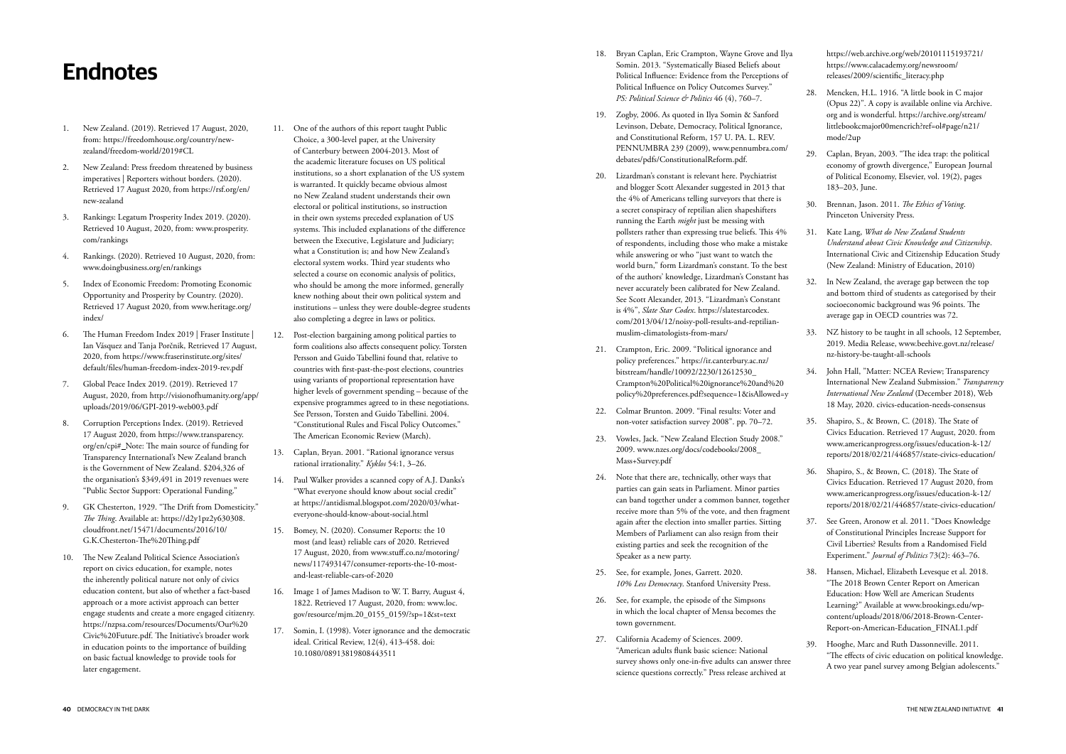# Endnotes

1. New Zealand. (2019). Retrieved 17 August, 2020, from: https://freedomhouse.org/country/new-zealand/freedom-world/2019#CL

2. New Zealand: Press freedom threatened by business imperatives | Reporters without borders. (2020). Retrieved 17 August 2020, from https://rsf.org/en/new-zealand

3. Rankings: Legatum Prosperity Index 2019. (2020). Retrieved 10 August, 2020, from: www.prosperity.com/rankings

4. Rankings. (2020). Retrieved 10 August, 2020, from: www.doingbusiness.org/en/rankings

5. Index of Economic Freedom: Promoting Economic Opportunity and Prosperity by Country. (2020). Retrieved 17 August 2020, from www.heritage.org/index/

6. The Human Freedom Index 2019 | Fraser Institute | Ian Vásquez and Tanja Porčnik, Retrieved 17 August, 2020, from https://www.fraserinstitute.org/sites/default/files/human-freedom-index-2019-rev.pdf

7. Global Peace Index 2019. (2019). Retrieved 17 August, 2020, from http://visionofhumanity.org/app/uploads/2019/06/GPI-2019-web003.pdf

8. Corruption Perceptions Index. (2019). Retrieved 17 August 2020, from https://www.transparency.org/en/cpi#_Note: The main source of funding for Transparency International's New Zealand branch is the Government of New Zealand. $204,326 of the organisation's $349,491 in 2019 revenues were "Public Sector Support: Operational Funding."

9. GK Chesterton, 1929. "The Drift from Domesticity." *The Thing*. Available at: https://d2y1pz2y630308.cloudfront.net/15471/documents/2016/10/G.K.Chesterton-The%20Thing.pdf

10. The New Zealand Political Science Association's report on civics education, for example, notes the inherently political nature not only of civics education content, but also of whether a fact-based approach or a more activist approach can better engage students and create a more engaged citizenry. https://nzpsa.com/resources/Docs/Our%20Civic%20Future.pdf. The Initiative's broader work in education points to the importance of building on basic factual knowledge to provide tools for later engagement.

11. One of the authors of this report taught Public Choice, a 300-level paper, at the University of Canterbury between 2004-2013. Most of the academic literature focuses on US political institutions, so a short explanation of the US system is warranted. It quickly became obvious almost no New Zealand student understands their own electoral or political institutions, so instruction in their own systems preceded explanation of US systems. This included explanations of the difference between the Executive, Legislature and Judiciary; what a Constitution is; and how New Zealand's electoral system works. Third year students who selected a course on economic analysis of politics, who should be among the more informed, generally knew nothing about their own political system and institutions – unless they were double-degree students also completing a degree in laws or politics.

12. Post-election bargaining among political parties to form coalitions also affects consequent policy. Torsten Persson and Guido Tabellini found that, relative to countries with first-past-the-post elections, countries using variants of proportional representation have higher levels of government spending – because of the expensive programmes agreed to in these negotiations. See Persson, Torsten and Guido Tabellini. 2004. "Constitutional Rules and Fiscal Policy Outcomes." The American Economic Review (March).

13. Caplan, Bryan. 2001. "Rational ignorance versus rational irrationality." *Kyklos* 54:1, 3–26.

14. Paul Walker provides a scanned copy of A.J. Danks's "What everyone should know about social credit" at https://antidismal.blogspot.com/2020/03/what-everyone-should-know-about-social.html

15. Bomey, N. (2020). Consumer Reports: the 10 most (and least) reliable cars of 2020. Retrieved 17 August, 2020, from: www.stuff.co.nz/motoring/news/117493147/consumer-reports-the-10-most-and-least-reliable-cars-of-2020

16. Image 1 of James Madison to W. T. Barry, August 4, 1822. Retrieved 17 August, 2020, from: www.loc.gov/resource/mjm.20_0155_0159/?sp=1&st=text

17. Somin, I. (1998). Voter ignorance and the democratic ideal. Critical Review, 12(4), 413-458. doi: 10.1080/08913819808443511

18. Bryan Caplan, Eric Crampton, Wayne Grove and Ilya Somin. 2013. "Systematically Biased Beliefs about Political Influence: Evidence from the Perceptions of Political Influence on Policy Outcomes Survey." *PS: Political Science & Politics* 46 (4), 760–7.

19. Zogby, 2006. As quoted in Ilya Somin & Sanford Levinson, Debate, Democracy, Political Ignorance, and Constitutional Reform, 157 U. PA. L. REV. PENNUMBRA 239 (2009), www.pennumbra.com/debates/pdfs/ConstitutionalReform.pdf.

20. Lizardman's constant is relevant here. Psychiatrist and blogger Scott Alexander suggested in 2013 that the 4% of Americans telling surveyors that there is a secret conspiracy of reptilian alien shapeshifters running the Earth *might* just be messing with pollsters rather than expressing true beliefs. This 4% of respondents, including those who make a mistake while answering or who "just want to watch the world burn," form Lizardman's constant. To the best of the authors' knowledge, Lizardman's Constant has never accurately been calibrated for New Zealand. See Scott Alexander, 2013. "Lizardman's Constant is 4%", *Slate Star Codex*. https://slatestarcodex.com/2013/04/12/noisy-poll-results-and-reptilian-muslim-climatologists-from-mars/

21. Crampton, Eric. 2009. "Political ignorance and policy preferences." https://ir.canterbury.ac.nz/bitstream/handle/10092/2230/12612530_Crampton%20Political%20ignorance%20and%20policy%20preferences.pdf?sequence=1&isAllowed=y

22. Colmar Brunton. 2009. "Final results: Voter and non-voter satisfaction survey 2008". pp. 70–72.

23. Vowles, Jack. "New Zealand Election Study 2008." 2009. www.nzes.org/docs/codebooks/2008_Mass+Survey.pdf

24. Note that there are, technically, other ways that parties can gain seats in Parliament. Minor parties can band together under a common banner, together receive more than 5% of the vote, and then fragment again after the election into smaller parties. Sitting Members of Parliament can also resign from their existing parties and seek the recognition of the Speaker as a new party.

25. See, for example, Jones, Garrett. 2020. *10% Less Democracy*. Stanford University Press.

26. See, for example, the episode of the Simpsons in which the local chapter of Mensa becomes the town government.

27. California Academy of Sciences. 2009. "American adults flunk basic science: National survey shows only one-in-five adults can answer three science questions correctly." Press release archived at https://web.archive.org/web/20101115193721/https://www.calacademy.org/newsroom/releases/2009/scientific_literacy.php

28. Mencken, H.L. 1916. "A little book in C major (Opus 22)". A copy is available online via Archive.org and is wonderful. https://archive.org/stream/littlebookcmajor00mencrich?ref=ol#page/n21/mode/2up

29. Caplan, Bryan, 2003. "The idea trap: the political economy of growth divergence," European Journal of Political Economy, Elsevier, vol. 19(2), pages 183–203, June.

30. Brennan, Jason. 2011. *The Ethics of Voting*. Princeton University Press.

31. Kate Lang, *What do New Zealand Students Understand about Civic Knowledge and Citizenship*. International Civic and Citizenship Education Study (New Zealand: Ministry of Education, 2010)

32. In New Zealand, the average gap between the top and bottom third of students as categorised by their socioeconomic background was 96 points. The average gap in OECD countries was 72.

33. NZ history to be taught in all schools, 12 September, 2019. Media Release, www.beehive.govt.nz/release/nz-history-be-taught-all-schools

34. John Hall, "Matter: NCEA Review; Transparency International New Zealand Submission." *Transparency International New Zealand* (December 2018), Web 18 May, 2020. civics-education-needs-consensus

35. Shapiro, S., & Brown, C. (2018). The State of Civics Education. Retrieved 17 August, 2020. from www.americanprogress.org/issues/education-k-12/reports/2018/02/21/446857/state-civics-education/

36. Shapiro, S., & Brown, C. (2018). The State of Civics Education. Retrieved 17 August 2020, from www.americanprogress.org/issues/education-k-12/reports/2018/02/21/446857/state-civics-education/

37. See Green, Aronow et al. 2011. "Does Knowledge of Constitutional Principles Increase Support for Civil Liberties? Results from a Randomised Field Experiment." *Journal of Politics* 73(2): 463–76.

38. Hansen, Michael, Elizabeth Levesque et al. 2018. "The 2018 Brown Center Report on American Education: How Well are American Students Learning?" Available at www.brookings.edu/wp-content/uploads/2018/06/2018-Brown-Center-Report-on-American-Education_FINAL1.pdf

39. Hooghe, Marc and Ruth Dassonneville. 2011. "The effects of civic education on political knowledge. A two year panel survey among Belgian adolescents."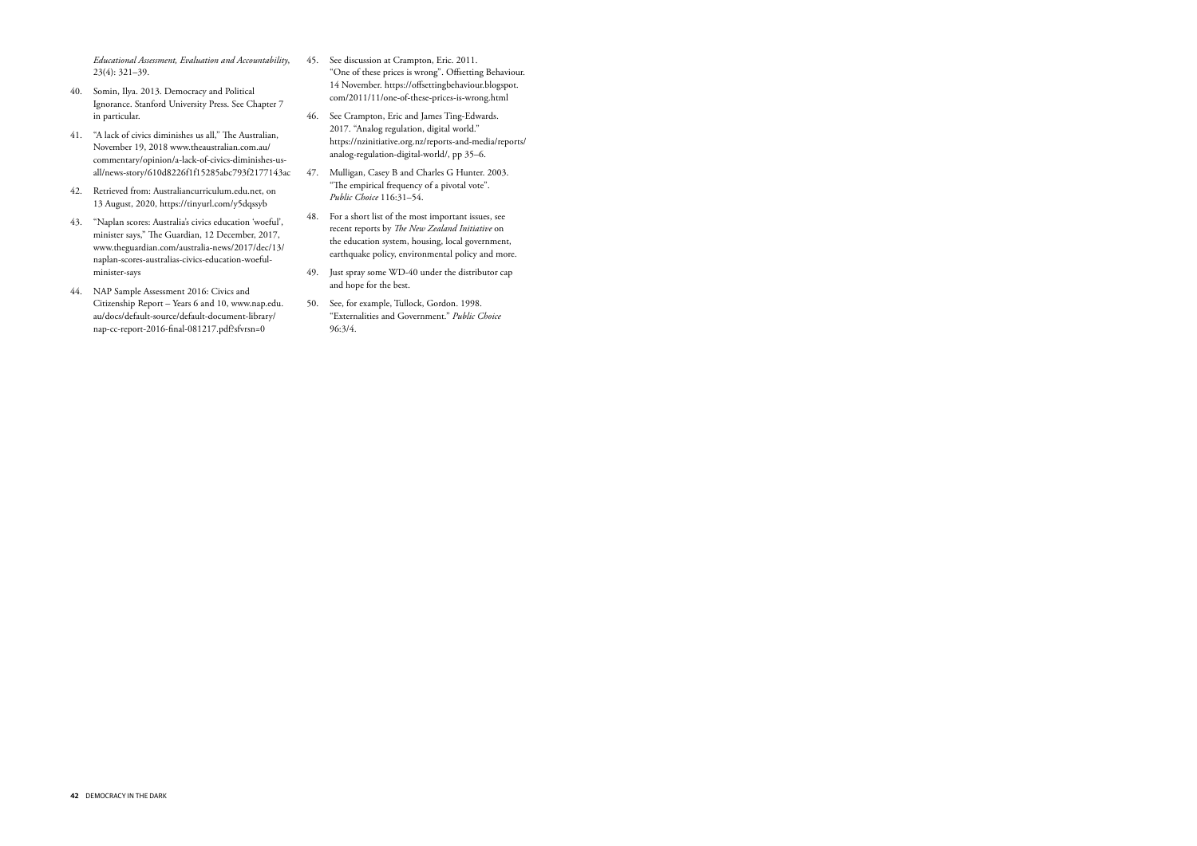*Educational Assessment, Evaluation and Accountability*, 23(4): 321–39.

40. Somin, Ilya. 2013. Democracy and Political Ignorance. Stanford University Press. See Chapter 7 in particular.

41. "A lack of civics diminishes us all," The Australian, November 19, 2018 www.theaustralian.com.au/commentary/opinion/a-lack-of-civics-diminishes-us-all/news-story/610d8226f1f15285abc793f2177143ac

42. Retrieved from: Australiancurriculum.edu.net, on 13 August, 2020, https://tinyurl.com/y5dqssyb

43. "Naplan scores: Australia's civics education 'woeful', minister says," The Guardian, 12 December, 2017, www.theguardian.com/australia-news/2017/dec/13/naplan-scores-australias-civics-education-woeful-minister-says

44. NAP Sample Assessment 2016: Civics and Citizenship Report – Years 6 and 10, www.nap.edu.au/docs/default-source/default-document-library/nap-cc-report-2016-final-081217.pdf?sfvrsn=0

45. See discussion at Crampton, Eric. 2011. "One of these prices is wrong". Offsetting Behaviour. 14 November. https://offsettingbehaviour.blogspot.com/2011/11/one-of-these-prices-is-wrong.html

46. See Crampton, Eric and James Ting-Edwards. 2017. "Analog regulation, digital world." https://nzinitiative.org.nz/reports-and-media/reports/analog-regulation-digital-world/, pp 35–6.

47. Mulligan, Casey B and Charles G Hunter. 2003. "The empirical frequency of a pivotal vote". *Public Choice* 116:31–54.

48. For a short list of the most important issues, see recent reports by *The New Zealand Initiative* on the education system, housing, local government, earthquake policy, environmental policy and more.

49. Just spray some WD-40 under the distributor cap and hope for the best.

50. See, for example, Tullock, Gordon. 1998. "Externalities and Government." *Public Choice* 96:3/4.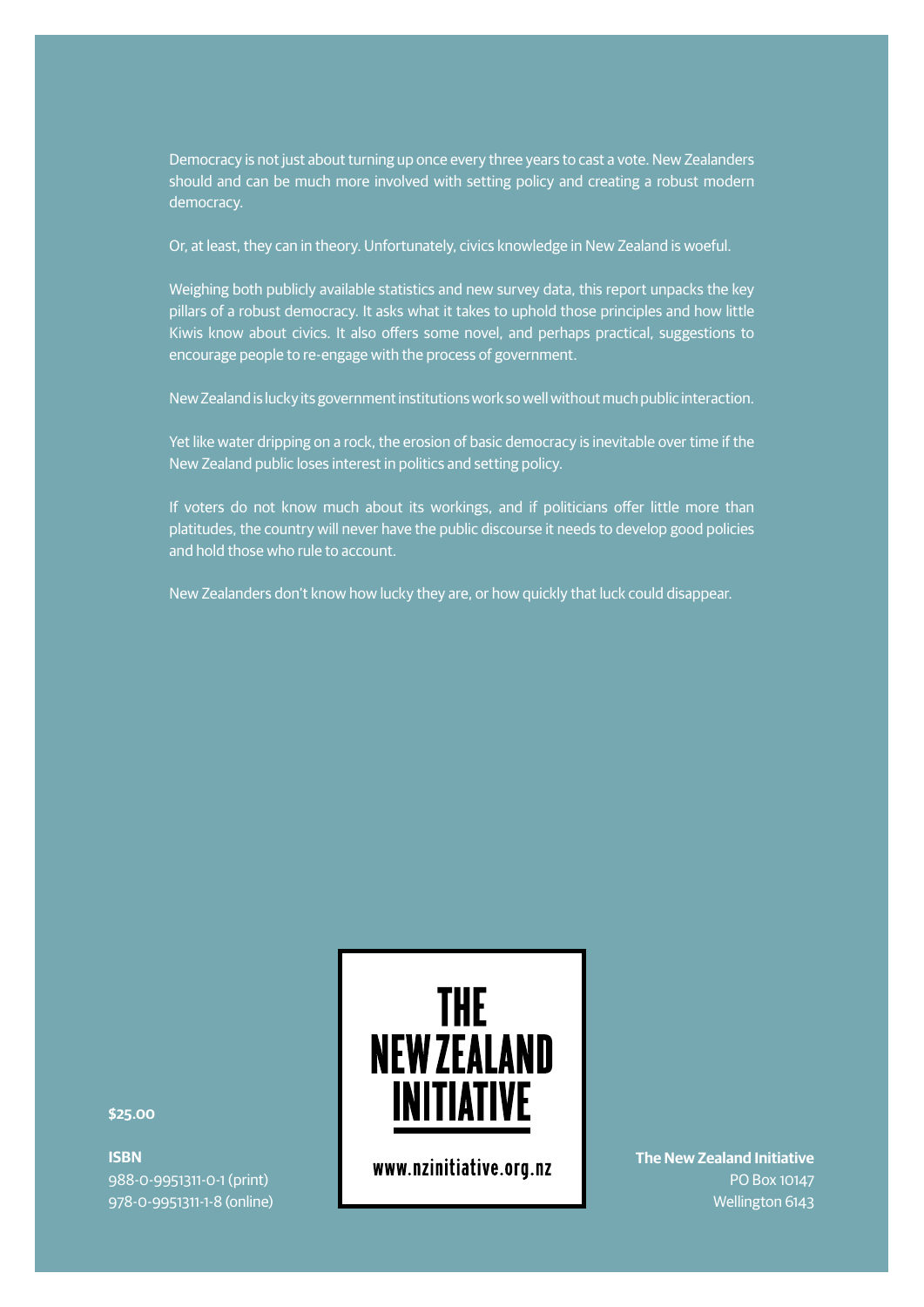Democracy is not just about turning up once every three years to cast a vote. New Zealanders should and can be much more involved with setting policy and creating a robust modern democracy.

Or, at least, they can in theory. Unfortunately, civics knowledge in New Zealand is woeful.

Weighing both publicly available statistics and new survey data, this report unpacks the key pillars of a robust democracy. It asks what it takes to uphold those principles and how little Kiwis know about civics. It also offers some novel, and perhaps practical, suggestions to encourage people to re-engage with the process of government.

New Zealand is lucky its government institutions work so well without much public interaction.

Yet like water dripping on a rock, the erosion of basic democracy is inevitable over time if the New Zealand public loses interest in politics and setting policy.

If voters do not know much about its workings, and if politicians offer little more than platitudes, the country will never have the public discourse it needs to develop good policies and hold those who rule to account.

New Zealanders don't know how lucky they are, or how quickly that luck could disappear.

**$25.00**

**ISBN**
988-0-9951311-0-1 (print)
978-0-9951311-1-8 (online)

THE NEW ZEALAND INITIATIVE

www.nzinitiative.org.nz

**The New Zealand Initiative**
PO Box 10147
Wellington 6143